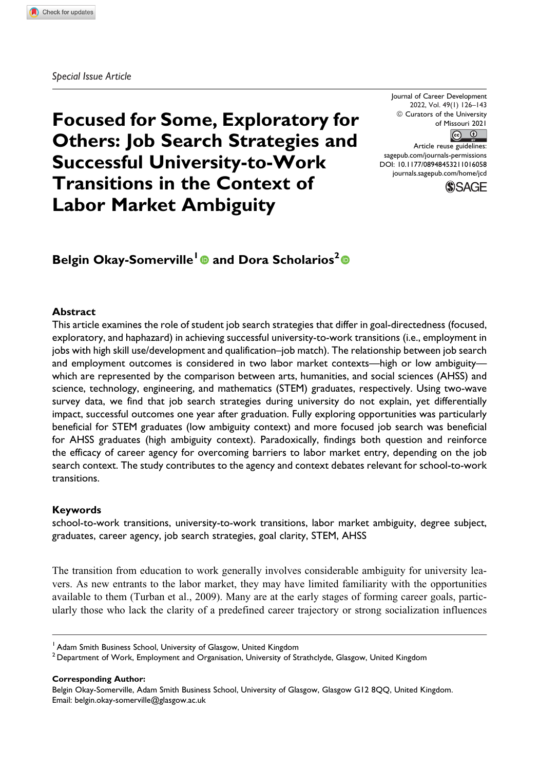*Special Issue Article*

# Focused for Some, Exploratory for Others: Job Search Strategies and Successful University-to-Work Transitions in the Context of Labor Market Ambiguity

Journal of Career Development
2022, Vol. 49(1) 126–143
© Curators of the University of Missouri 2021
Article reuse guidelines: sagepub.com/journals-permissions
DOI: 10.1177/08948453211016058
journals.sagepub.com/home/jcd

**Belgin Okay-Somerville[1] and Dora Scholarios[2]**

## Abstract

This article examines the role of student job search strategies that differ in goal-directedness (focused, exploratory, and haphazard) in achieving successful university-to-work transitions (i.e., employment in jobs with high skill use/development and qualification–job match). The relationship between job search and employment outcomes is considered in two labor market contexts—high or low ambiguity—which are represented by the comparison between arts, humanities, and social sciences (AHSS) and science, technology, engineering, and mathematics (STEM) graduates, respectively. Using two-wave survey data, we find that job search strategies during university do not explain, yet differentially impact, successful outcomes one year after graduation. Fully exploring opportunities was particularly beneficial for STEM graduates (low ambiguity context) and more focused job search was beneficial for AHSS graduates (high ambiguity context). Paradoxically, findings both question and reinforce the efficacy of career agency for overcoming barriers to labor market entry, depending on the job search context. The study contributes to the agency and context debates relevant for school-to-work transitions.

## Keywords

school-to-work transitions, university-to-work transitions, labor market ambiguity, degree subject, graduates, career agency, job search strategies, goal clarity, STEM, AHSS

The transition from education to work generally involves considerable ambiguity for university leavers. As new entrants to the labor market, they may have limited familiarity with the opportunities available to them (Turban et al., 2009). Many are at the early stages of forming career goals, particularly those who lack the clarity of a predefined career trajectory or strong socialization influences

[1] Adam Smith Business School, University of Glasgow, United Kingdom
[2] Department of Work, Employment and Organisation, University of Strathclyde, Glasgow, United Kingdom

**Corresponding Author:**
Belgin Okay-Somerville, Adam Smith Business School, University of Glasgow, Glasgow G12 8QQ, United Kingdom.
Email: belgin.okay-somerville@glasgow.ac.uk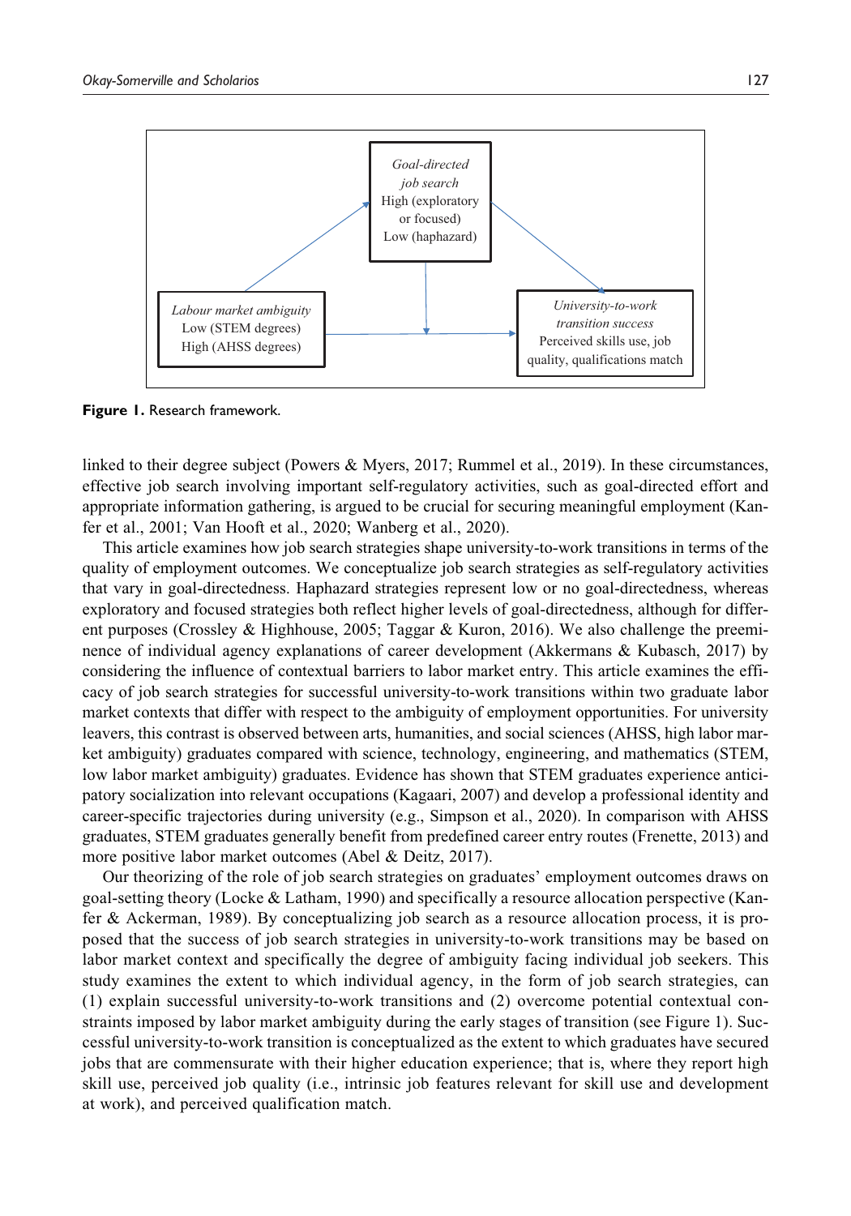**Figure 1.** Research framework.

linked to their degree subject (Powers & Myers, 2017; Rummel et al., 2019). In these circumstances, effective job search involving important self-regulatory activities, such as goal-directed effort and appropriate information gathering, is argued to be crucial for securing meaningful employment (Kanfer et al., 2001; Van Hooft et al., 2020; Wanberg et al., 2020).

This article examines how job search strategies shape university-to-work transitions in terms of the quality of employment outcomes. We conceptualize job search strategies as self-regulatory activities that vary in goal-directedness. Haphazard strategies represent low or no goal-directedness, whereas exploratory and focused strategies both reflect higher levels of goal-directedness, although for different purposes (Crossley & Highhouse, 2005; Taggar & Kuron, 2016). We also challenge the preeminence of individual agency explanations of career development (Akkermans & Kubasch, 2017) by considering the influence of contextual barriers to labor market entry. This article examines the efficacy of job search strategies for successful university-to-work transitions within two graduate labor market contexts that differ with respect to the ambiguity of employment opportunities. For university leavers, this contrast is observed between arts, humanities, and social sciences (AHSS, high labor market ambiguity) graduates compared with science, technology, engineering, and mathematics (STEM, low labor market ambiguity) graduates. Evidence has shown that STEM graduates experience anticipatory socialization into relevant occupations (Kagaari, 2007) and develop a professional identity and career-specific trajectories during university (e.g., Simpson et al., 2020). In comparison with AHSS graduates, STEM graduates generally benefit from predefined career entry routes (Frenette, 2013) and more positive labor market outcomes (Abel & Deitz, 2017).

Our theorizing of the role of job search strategies on graduates' employment outcomes draws on goal-setting theory (Locke & Latham, 1990) and specifically a resource allocation perspective (Kanfer & Ackerman, 1989). By conceptualizing job search as a resource allocation process, it is proposed that the success of job search strategies in university-to-work transitions may be based on labor market context and specifically the degree of ambiguity facing individual job seekers. This study examines the extent to which individual agency, in the form of job search strategies, can (1) explain successful university-to-work transitions and (2) overcome potential contextual constraints imposed by labor market ambiguity during the early stages of transition (see Figure 1). Successful university-to-work transition is conceptualized as the extent to which graduates have secured jobs that are commensurate with their higher education experience; that is, where they report high skill use, perceived job quality (i.e., intrinsic job features relevant for skill use and development at work), and perceived qualification match.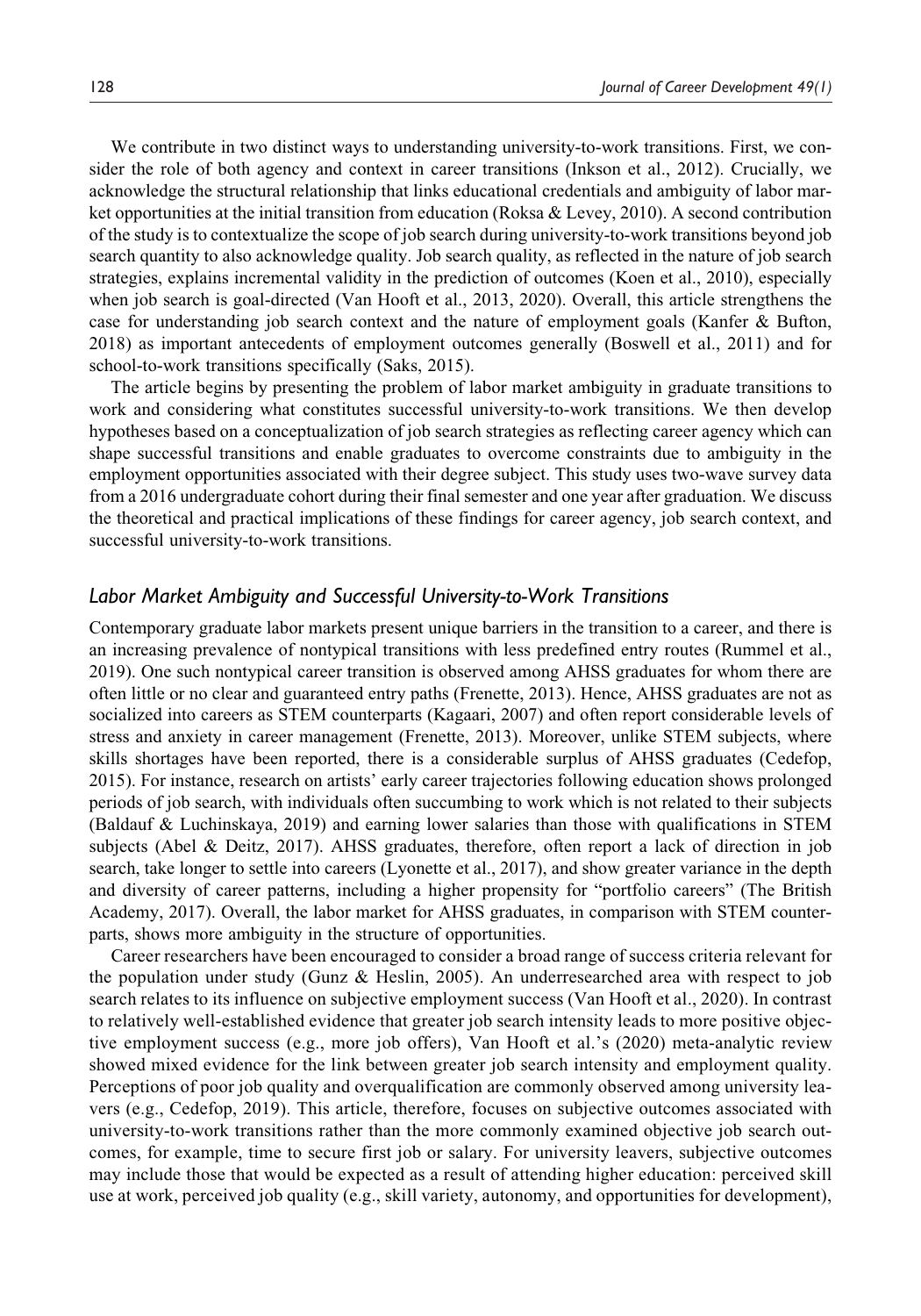We contribute in two distinct ways to understanding university-to-work transitions. First, we consider the role of both agency and context in career transitions (Inkson et al., 2012). Crucially, we acknowledge the structural relationship that links educational credentials and ambiguity of labor market opportunities at the initial transition from education (Roksa & Levey, 2010). A second contribution of the study is to contextualize the scope of job search during university-to-work transitions beyond job search quantity to also acknowledge quality. Job search quality, as reflected in the nature of job search strategies, explains incremental validity in the prediction of outcomes (Koen et al., 2010), especially when job search is goal-directed (Van Hooft et al., 2013, 2020). Overall, this article strengthens the case for understanding job search context and the nature of employment goals (Kanfer & Bufton, 2018) as important antecedents of employment outcomes generally (Boswell et al., 2011) and for school-to-work transitions specifically (Saks, 2015).

The article begins by presenting the problem of labor market ambiguity in graduate transitions to work and considering what constitutes successful university-to-work transitions. We then develop hypotheses based on a conceptualization of job search strategies as reflecting career agency which can shape successful transitions and enable graduates to overcome constraints due to ambiguity in the employment opportunities associated with their degree subject. This study uses two-wave survey data from a 2016 undergraduate cohort during their final semester and one year after graduation. We discuss the theoretical and practical implications of these findings for career agency, job search context, and successful university-to-work transitions.

## *Labor Market Ambiguity and Successful University-to-Work Transitions*

Contemporary graduate labor markets present unique barriers in the transition to a career, and there is an increasing prevalence of nontypical transitions with less predefined entry routes (Rummel et al., 2019). One such nontypical career transition is observed among AHSS graduates for whom there are often little or no clear and guaranteed entry paths (Frenette, 2013). Hence, AHSS graduates are not as socialized into careers as STEM counterparts (Kagaari, 2007) and often report considerable levels of stress and anxiety in career management (Frenette, 2013). Moreover, unlike STEM subjects, where skills shortages have been reported, there is a considerable surplus of AHSS graduates (Cedefop, 2015). For instance, research on artists' early career trajectories following education shows prolonged periods of job search, with individuals often succumbing to work which is not related to their subjects (Baldauf & Luchinskaya, 2019) and earning lower salaries than those with qualifications in STEM subjects (Abel & Deitz, 2017). AHSS graduates, therefore, often report a lack of direction in job search, take longer to settle into careers (Lyonette et al., 2017), and show greater variance in the depth and diversity of career patterns, including a higher propensity for "portfolio careers" (The British Academy, 2017). Overall, the labor market for AHSS graduates, in comparison with STEM counterparts, shows more ambiguity in the structure of opportunities.

Career researchers have been encouraged to consider a broad range of success criteria relevant for the population under study (Gunz & Heslin, 2005). An underresearched area with respect to job search relates to its influence on subjective employment success (Van Hooft et al., 2020). In contrast to relatively well-established evidence that greater job search intensity leads to more positive objective employment success (e.g., more job offers), Van Hooft et al.'s (2020) meta-analytic review showed mixed evidence for the link between greater job search intensity and employment quality. Perceptions of poor job quality and overqualification are commonly observed among university leavers (e.g., Cedefop, 2019). This article, therefore, focuses on subjective outcomes associated with university-to-work transitions rather than the more commonly examined objective job search outcomes, for example, time to secure first job or salary. For university leavers, subjective outcomes may include those that would be expected as a result of attending higher education: perceived skill use at work, perceived job quality (e.g., skill variety, autonomy, and opportunities for development),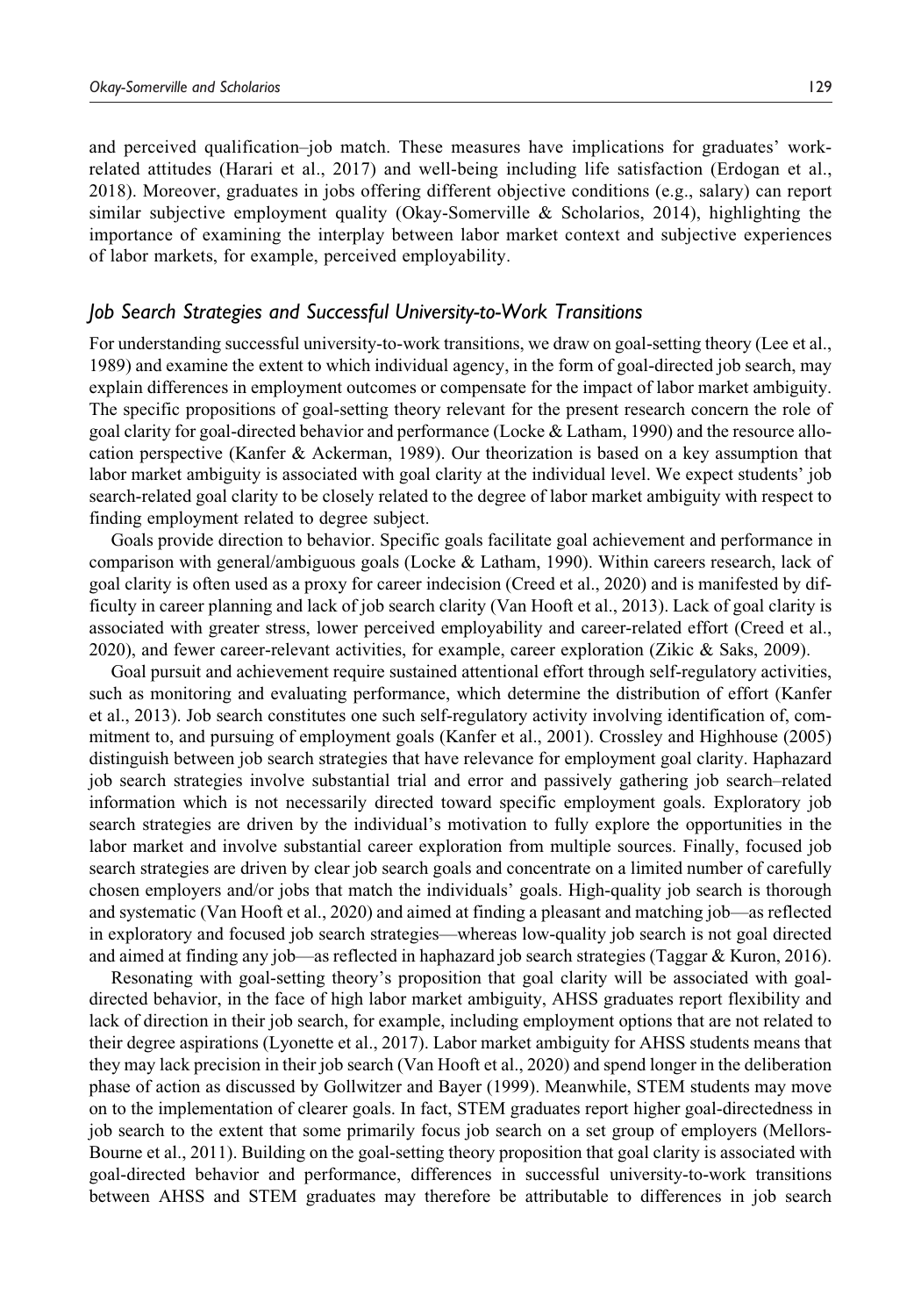and perceived qualification–job match. These measures have implications for graduates' work-related attitudes (Harari et al., 2017) and well-being including life satisfaction (Erdogan et al., 2018). Moreover, graduates in jobs offering different objective conditions (e.g., salary) can report similar subjective employment quality (Okay-Somerville & Scholarios, 2014), highlighting the importance of examining the interplay between labor market context and subjective experiences of labor markets, for example, perceived employability.

### *Job Search Strategies and Successful University-to-Work Transitions*

For understanding successful university-to-work transitions, we draw on goal-setting theory (Lee et al., 1989) and examine the extent to which individual agency, in the form of goal-directed job search, may explain differences in employment outcomes or compensate for the impact of labor market ambiguity. The specific propositions of goal-setting theory relevant for the present research concern the role of goal clarity for goal-directed behavior and performance (Locke & Latham, 1990) and the resource allocation perspective (Kanfer & Ackerman, 1989). Our theorization is based on a key assumption that labor market ambiguity is associated with goal clarity at the individual level. We expect students' job search-related goal clarity to be closely related to the degree of labor market ambiguity with respect to finding employment related to degree subject.

Goals provide direction to behavior. Specific goals facilitate goal achievement and performance in comparison with general/ambiguous goals (Locke & Latham, 1990). Within careers research, lack of goal clarity is often used as a proxy for career indecision (Creed et al., 2020) and is manifested by difficulty in career planning and lack of job search clarity (Van Hooft et al., 2013). Lack of goal clarity is associated with greater stress, lower perceived employability and career-related effort (Creed et al., 2020), and fewer career-relevant activities, for example, career exploration (Zikic & Saks, 2009).

Goal pursuit and achievement require sustained attentional effort through self-regulatory activities, such as monitoring and evaluating performance, which determine the distribution of effort (Kanfer et al., 2013). Job search constitutes one such self-regulatory activity involving identification of, commitment to, and pursuing of employment goals (Kanfer et al., 2001). Crossley and Highhouse (2005) distinguish between job search strategies that have relevance for employment goal clarity. Haphazard job search strategies involve substantial trial and error and passively gathering job search–related information which is not necessarily directed toward specific employment goals. Exploratory job search strategies are driven by the individual's motivation to fully explore the opportunities in the labor market and involve substantial career exploration from multiple sources. Finally, focused job search strategies are driven by clear job search goals and concentrate on a limited number of carefully chosen employers and/or jobs that match the individuals' goals. High-quality job search is thorough and systematic (Van Hooft et al., 2020) and aimed at finding a pleasant and matching job—as reflected in exploratory and focused job search strategies—whereas low-quality job search is not goal directed and aimed at finding any job—as reflected in haphazard job search strategies (Taggar & Kuron, 2016).

Resonating with goal-setting theory's proposition that goal clarity will be associated with goal-directed behavior, in the face of high labor market ambiguity, AHSS graduates report flexibility and lack of direction in their job search, for example, including employment options that are not related to their degree aspirations (Lyonette et al., 2017). Labor market ambiguity for AHSS students means that they may lack precision in their job search (Van Hooft et al., 2020) and spend longer in the deliberation phase of action as discussed by Gollwitzer and Bayer (1999). Meanwhile, STEM students may move on to the implementation of clearer goals. In fact, STEM graduates report higher goal-directedness in job search to the extent that some primarily focus job search on a set group of employers (Mellors-Bourne et al., 2011). Building on the goal-setting theory proposition that goal clarity is associated with goal-directed behavior and performance, differences in successful university-to-work transitions between AHSS and STEM graduates may therefore be attributable to differences in job search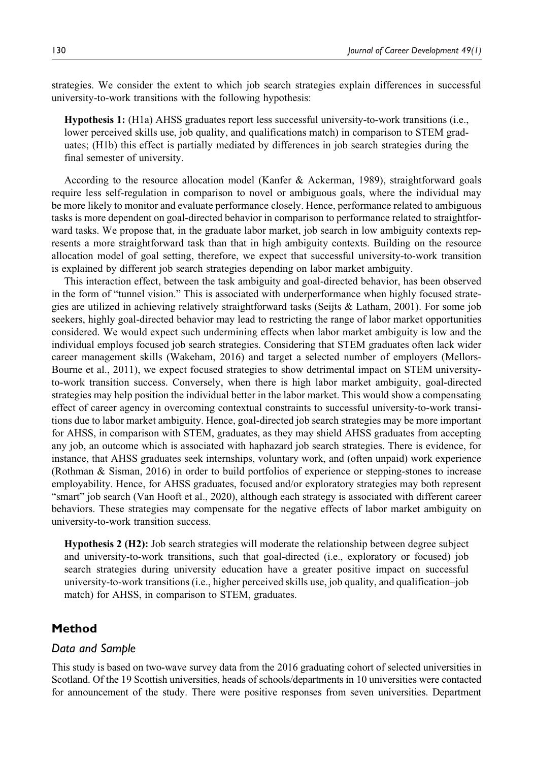strategies. We consider the extent to which job search strategies explain differences in successful university-to-work transitions with the following hypothesis:

> **Hypothesis 1:** (H1a) AHSS graduates report less successful university-to-work transitions (i.e., lower perceived skills use, job quality, and qualifications match) in comparison to STEM graduates; (H1b) this effect is partially mediated by differences in job search strategies during the final semester of university.

According to the resource allocation model (Kanfer & Ackerman, 1989), straightforward goals require less self-regulation in comparison to novel or ambiguous goals, where the individual may be more likely to monitor and evaluate performance closely. Hence, performance related to ambiguous tasks is more dependent on goal-directed behavior in comparison to performance related to straightforward tasks. We propose that, in the graduate labor market, job search in low ambiguity contexts represents a more straightforward task than that in high ambiguity contexts. Building on the resource allocation model of goal setting, therefore, we expect that successful university-to-work transition is explained by different job search strategies depending on labor market ambiguity.

This interaction effect, between the task ambiguity and goal-directed behavior, has been observed in the form of "tunnel vision." This is associated with underperformance when highly focused strategies are utilized in achieving relatively straightforward tasks (Seijts & Latham, 2001). For some job seekers, highly goal-directed behavior may lead to restricting the range of labor market opportunities considered. We would expect such undermining effects when labor market ambiguity is low and the individual employs focused job search strategies. Considering that STEM graduates often lack wider career management skills (Wakeham, 2016) and target a selected number of employers (Mellors-Bourne et al., 2011), we expect focused strategies to show detrimental impact on STEM university-to-work transition success. Conversely, when there is high labor market ambiguity, goal-directed strategies may help position the individual better in the labor market. This would show a compensating effect of career agency in overcoming contextual constraints to successful university-to-work transitions due to labor market ambiguity. Hence, goal-directed job search strategies may be more important for AHSS, in comparison with STEM, graduates, as they may shield AHSS graduates from accepting any job, an outcome which is associated with haphazard job search strategies. There is evidence, for instance, that AHSS graduates seek internships, voluntary work, and (often unpaid) work experience (Rothman & Sisman, 2016) in order to build portfolios of experience or stepping-stones to increase employability. Hence, for AHSS graduates, focused and/or exploratory strategies may both represent "smart" job search (Van Hooft et al., 2020), although each strategy is associated with different career behaviors. These strategies may compensate for the negative effects of labor market ambiguity on university-to-work transition success.

> **Hypothesis 2 (H2):** Job search strategies will moderate the relationship between degree subject and university-to-work transitions, such that goal-directed (i.e., exploratory or focused) job search strategies during university education have a greater positive impact on successful university-to-work transitions (i.e., higher perceived skills use, job quality, and qualification–job match) for AHSS, in comparison to STEM, graduates.

## Method

### *Data and Sample*

This study is based on two-wave survey data from the 2016 graduating cohort of selected universities in Scotland. Of the 19 Scottish universities, heads of schools/departments in 10 universities were contacted for announcement of the study. There were positive responses from seven universities. Department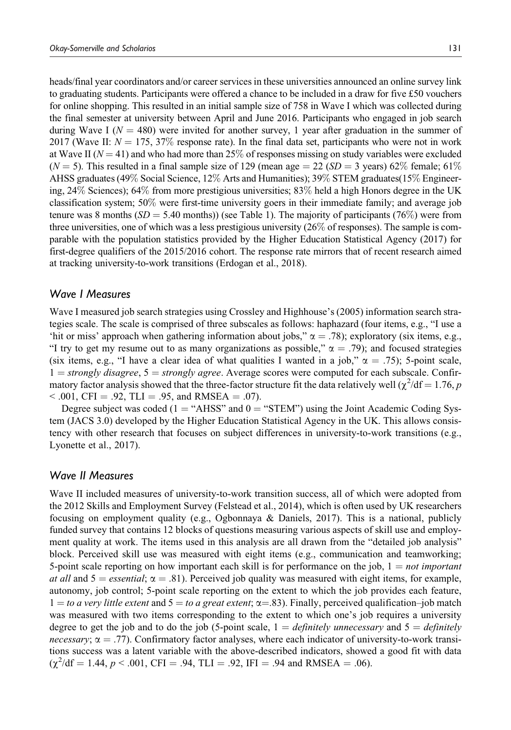heads/final year coordinators and/or career services in these universities announced an online survey link to graduating students. Participants were offered a chance to be included in a draw for five £50 vouchers for online shopping. This resulted in an initial sample size of 758 in Wave I which was collected during the final semester at university between April and June 2016. Participants who engaged in job search during Wave I ($N = 480$) were invited for another survey, 1 year after graduation in the summer of 2017 (Wave II: $N = 175$, 37% response rate). In the final data set, participants who were not in work at Wave II ($N = 41$) and who had more than 25% of responses missing on study variables were excluded ($N = 5$). This resulted in a final sample size of 129 (mean age = 22 ($SD = 3$ years) 62% female; 61% AHSS graduates (49% Social Science, 12% Arts and Humanities); 39% STEM graduates(15% Engineering, 24% Sciences); 64% from more prestigious universities; 83% held a high Honors degree in the UK classification system; 50% were first-time university goers in their immediate family; and average job tenure was 8 months ($SD = 5.40$ months)) (see Table 1). The majority of participants (76%) were from three universities, one of which was a less prestigious university (26% of responses). The sample is comparable with the population statistics provided by the Higher Education Statistical Agency (2017) for first-degree qualifiers of the 2015/2016 cohort. The response rate mirrors that of recent research aimed at tracking university-to-work transitions (Erdogan et al., 2018).

## Wave I Measures

Wave I measured job search strategies using Crossley and Highhouse's (2005) information search strategies scale. The scale is comprised of three subscales as follows: haphazard (four items, e.g., "I use a 'hit or miss' approach when gathering information about jobs," $\alpha = .78$); exploratory (six items, e.g., "I try to get my resume out to as many organizations as possible," $\alpha = .79$); and focused strategies (six items, e.g., "I have a clear idea of what qualities I wanted in a job," $\alpha = .75$); 5-point scale, 1 = *strongly disagree*, 5 = *strongly agree*. Average scores were computed for each subscale. Confirmatory factor analysis showed that the three-factor structure fit the data relatively well ($\chi^2/\text{df} = 1.76$, $p < .001$, CFI = .92, TLI = .95, and RMSEA = .07).

Degree subject was coded (1 = "AHSS" and 0 = "STEM") using the Joint Academic Coding System (JACS 3.0) developed by the Higher Education Statistical Agency in the UK. This allows consistency with other research that focuses on subject differences in university-to-work transitions (e.g., Lyonette et al., 2017).

## Wave II Measures

Wave II included measures of university-to-work transition success, all of which were adopted from the 2012 Skills and Employment Survey (Felstead et al., 2014), which is often used by UK researchers focusing on employment quality (e.g., Ogbonnaya & Daniels, 2017). This is a national, publicly funded survey that contains 12 blocks of questions measuring various aspects of skill use and employment quality at work. The items used in this analysis are all drawn from the "detailed job analysis" block. Perceived skill use was measured with eight items (e.g., communication and teamworking; 5-point scale reporting on how important each skill is for performance on the job, 1 = *not important at all* and 5 = *essential*; $\alpha = .81$). Perceived job quality was measured with eight items, for example, autonomy, job control; 5-point scale reporting on the extent to which the job provides each feature, 1 = *to a very little extent* and 5 = *to a great extent*; $\alpha = .83$). Finally, perceived qualification–job match was measured with two items corresponding to the extent to which one's job requires a university degree to get the job and to do the job (5-point scale, 1 = *definitely unnecessary* and 5 = *definitely necessary*; $\alpha = .77$). Confirmatory factor analyses, where each indicator of university-to-work transitions success was a latent variable with the above-described indicators, showed a good fit with data ($\chi^2/\text{df} = 1.44$, $p < .001$, CFI = .94, TLI = .92, IFI = .94 and RMSEA = .06).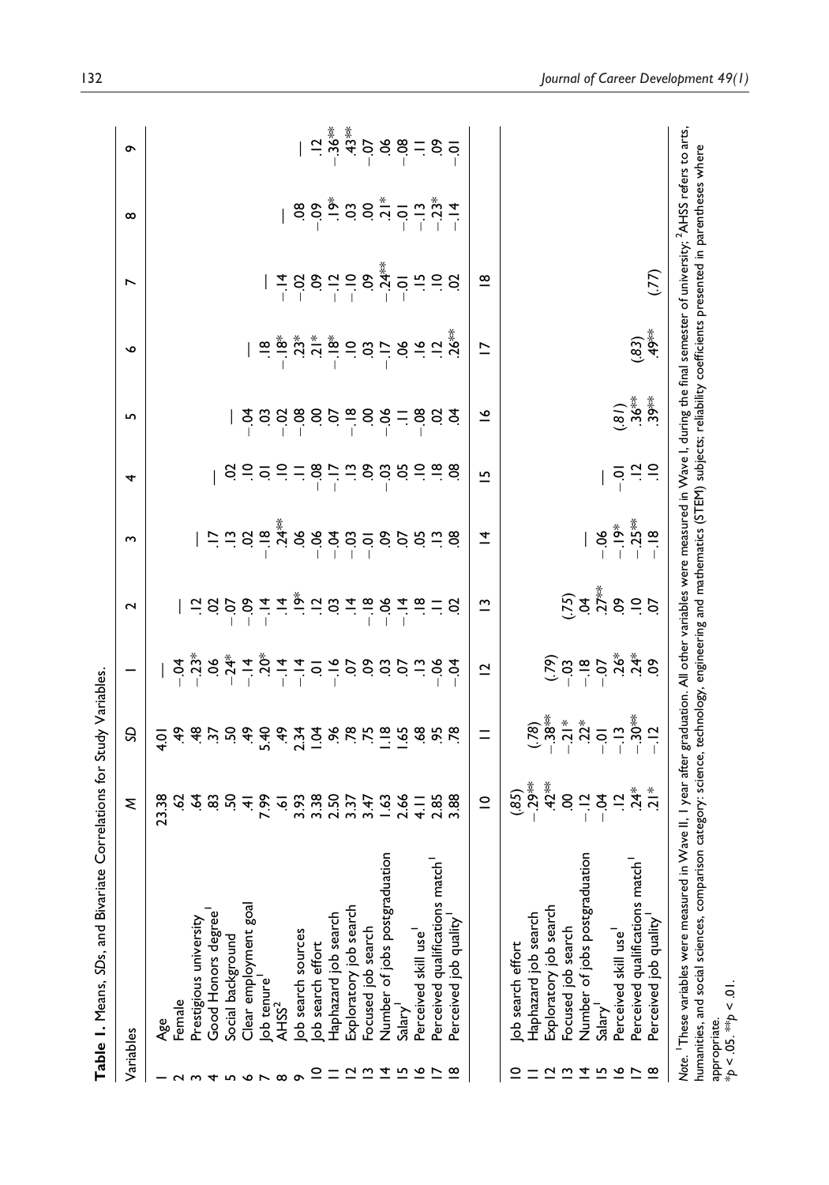**Table 1.** Means, *SDs*, and Bivariate Correlations for Study Variables.

| Variables | *M* | *SD* | 1 | 2 | 3 | 4 | 5 | 6 | 7 | 8 | 9 | 10 | 11 | 12 | 13 | 14 | 15 | 16 | 17 | 18 |
|---|---|---|---|---|---|---|---|---|---|---|---|---|---|---|---|---|---|---|---|---|
| 1 Age | 23.38 | 4.01 | — | | | | | | | | | | | | | | | | | |
| 2 Female | .62 | .49 | −.04 | — | | | | | | | | | | | | | | | | |
| 3 Prestigious university | .64 | .48 | −.23* | .12 | — | | | | | | | | | | | | | | | |
| 4 Good Honors degree[1] | .83 | .37 | .06 | .02 | .17 | — | | | | | | | | | | | | | | |
| 5 Social background | .50 | .50 | −.24* | −.07 | .13 | .02 | — | | | | | | | | | | | | | |
| 6 Clear employment goal | .41 | .49 | −.14 | −.09 | .02 | .10 | −.04 | — | | | | | | | | | | | | |
| 7 Job tenure[1] | 7.99 | 5.40 | .20* | −.14 | −.18 | .01 | .03 | .18 | — | | | | | | | | | | | |
| 8 AHSS[2] | .61 | .49 | −.14 | .14 | .24** | .10 | −.02 | −.18* | −.14 | — | | | | | | | | | | |
| 9 Job search sources | 3.93 | 2.34 | −.14 | .19* | .06 | .11 | −.08 | .23* | −.02 | .08 | — | | | | | | | | | |
| 10 Job search effort | 3.38 | 1.04 | .01 | .12 | −.06 | −.08 | .00 | .21* | .09 | −.09 | .12 | (.85) | | | | | | | | |
| 11 Haphazard job search | 2.50 | .96 | −.16 | .03 | −.04 | −.17 | .07 | −.18* | −.12 | .19* | −.36** | −.29** | (.78) | | | | | | | |
| 12 Exploratory job search | 3.37 | .78 | .07 | .14 | −.03 | .13 | −.18 | .10 | −.10 | .03 | .43** | .42** | −.38** | (.79) | | | | | | |
| 13 Focused job search | 3.47 | .75 | .09 | −.18 | −.01 | .09 | .00 | .03 | .09 | .00 | −.07 | .00 | −.21* | −.03 | (.75) | | | | | |
| 14 Number of jobs postgraduation | 1.63 | 1.18 | .03 | −.06 | .09 | −.03 | −.06 | −.17 | −.24** | .21* | .06 | −.12 | .22* | −.18 | .04 | — | | | | |
| 15 Salary[1] | 2.66 | 1.65 | .07 | −.14 | .07 | .05 | .11 | .06 | −.01 | −.01 | −.08 | −.04 | −.01 | −.07 | .27** | −.06 | — | | | |
| 16 Perceived skill use[1] | 4.11 | .68 | .13 | .18 | .05 | .10 | −.08 | .16 | .15 | −.13 | .11 | .12 | −.13 | .26* | .09 | −.19* | −.01 | (.81) | | |
| 17 Perceived qualifications match[1] | 2.85 | .95 | −.06 | .11 | .13 | .18 | .02 | .12 | .10 | −.23* | .09 | .24* | −.30** | .24* | .10 | −.25** | .12 | .36** | (.83) | |
| 18 Perceived job quality[1] | 3.88 | .78 | −.04 | .02 | .08 | .08 | .04 | .26** | .02 | −.14 | −.01 | .21* | −.12 | .09 | .07 | −.18 | .10 | .39** | .49** | (.77) |

*Note.* [1]These variables were measured in Wave II, 1 year after graduation. All other variables were measured in Wave I, during the final semester of university; [2]AHSS refers to arts, humanities, and social sciences, comparison category: science, technology, engineering and mathematics (STEM) subjects; reliability coefficients presented in parentheses where appropriate.

*$p < .05$. **$p < .01$.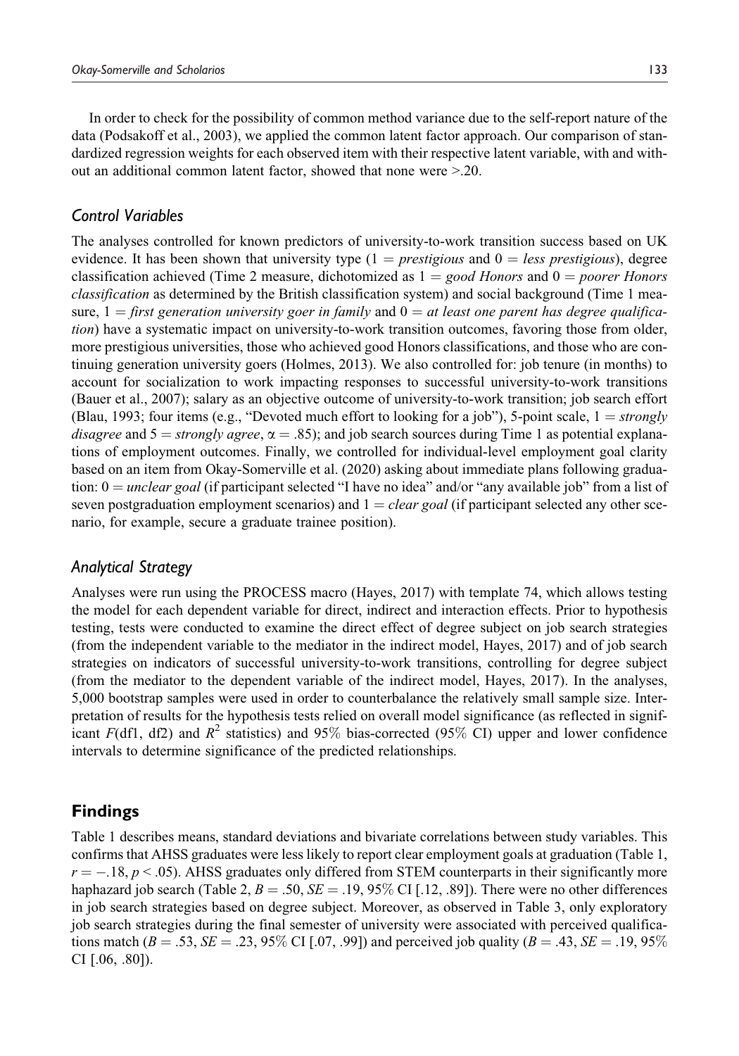In order to check for the possibility of common method variance due to the self-report nature of the data (Podsakoff et al., 2003), we applied the common latent factor approach. Our comparison of standardized regression weights for each observed item with their respective latent variable, with and without an additional common latent factor, showed that none were >.20.

### Control Variables

The analyses controlled for known predictors of university-to-work transition success based on UK evidence. It has been shown that university type (1 = *prestigious* and 0 = *less prestigious*), degree classification achieved (Time 2 measure, dichotomized as 1 = *good Honors* and 0 = *poorer Honors classification* as determined by the British classification system) and social background (Time 1 measure, 1 = *first generation university goer in family* and 0 = *at least one parent has degree qualification*) have a systematic impact on university-to-work transition outcomes, favoring those from older, more prestigious universities, those who achieved good Honors classifications, and those who are continuing generation university goers (Holmes, 2013). We also controlled for: job tenure (in months) to account for socialization to work impacting responses to successful university-to-work transitions (Bauer et al., 2007); salary as an objective outcome of university-to-work transition; job search effort (Blau, 1993; four items (e.g., "Devoted much effort to looking for a job"), 5-point scale, 1 = *strongly disagree* and 5 = *strongly agree*, $\alpha = .85$); and job search sources during Time 1 as potential explanations of employment outcomes. Finally, we controlled for individual-level employment goal clarity based on an item from Okay-Somerville et al. (2020) asking about immediate plans following graduation: 0 = *unclear goal* (if participant selected "I have no idea" and/or "any available job" from a list of seven postgraduation employment scenarios) and 1 = *clear goal* (if participant selected any other scenario, for example, secure a graduate trainee position).

### Analytical Strategy

Analyses were run using the PROCESS macro (Hayes, 2017) with template 74, which allows testing the model for each dependent variable for direct, indirect and interaction effects. Prior to hypothesis testing, tests were conducted to examine the direct effect of degree subject on job search strategies (from the independent variable to the mediator in the indirect model, Hayes, 2017) and of job search strategies on indicators of successful university-to-work transitions, controlling for degree subject (from the mediator to the dependent variable of the indirect model, Hayes, 2017). In the analyses, 5,000 bootstrap samples were used in order to counterbalance the relatively small sample size. Interpretation of results for the hypothesis tests relied on overall model significance (as reflected in significant $F$(df1, df2) and $R^2$ statistics) and 95% bias-corrected (95% CI) upper and lower confidence intervals to determine significance of the predicted relationships.

## Findings

Table 1 describes means, standard deviations and bivariate correlations between study variables. This confirms that AHSS graduates were less likely to report clear employment goals at graduation (Table 1, $r = -.18$, $p < .05$). AHSS graduates only differed from STEM counterparts in their significantly more haphazard job search (Table 2, $B = .50$, $SE = .19$, 95% CI [.12, .89]). There were no other differences in job search strategies based on degree subject. Moreover, as observed in Table 3, only exploratory job search strategies during the final semester of university were associated with perceived qualifications match ($B = .53$, $SE = .23$, 95% CI [.07, .99]) and perceived job quality ($B = .43$, $SE = .19$, 95% CI [.06, .80]).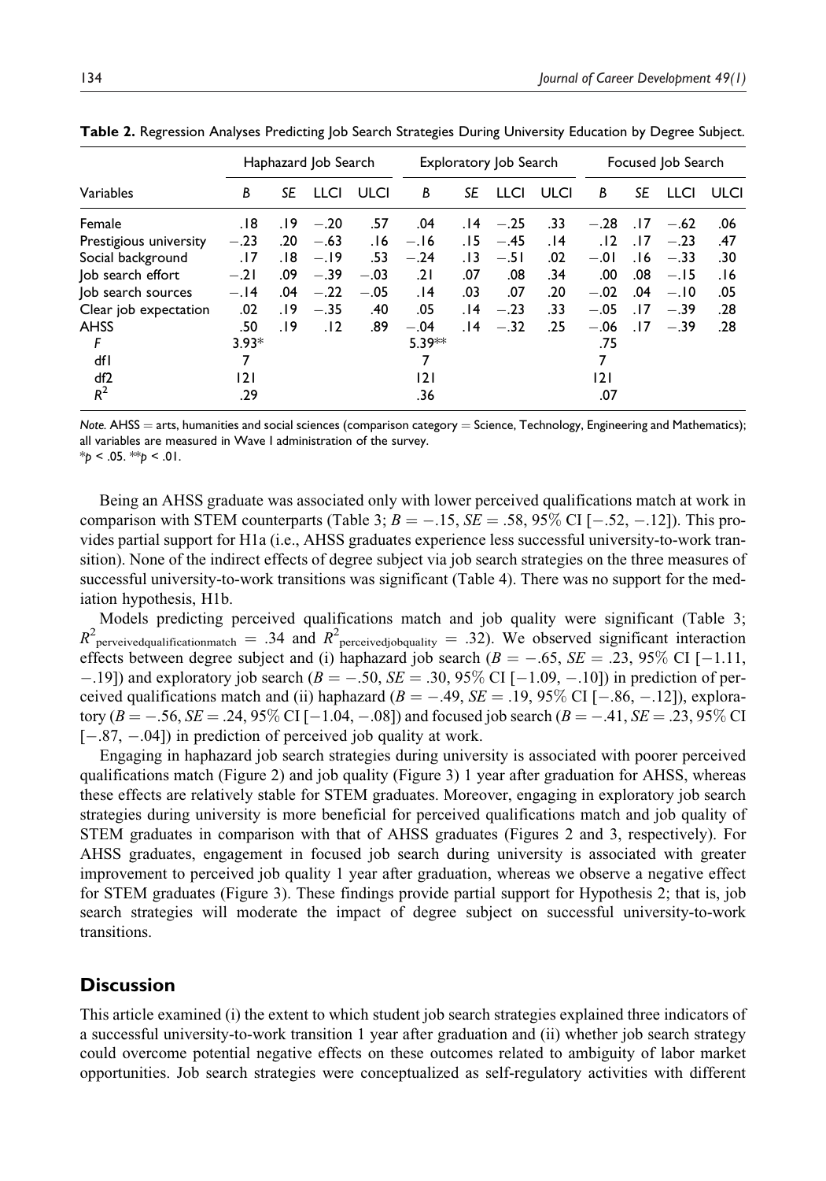**Table 2.** Regression Analyses Predicting Job Search Strategies During University Education by Degree Subject.

| Variables | Haphazard Job Search | | | | Exploratory Job Search | | | | Focused Job Search | | | |
|---|---|---|---|---|---|---|---|---|---|---|---|---|
| | *B* | *SE* | LLCI | ULCI | *B* | *SE* | LLCI | ULCI | *B* | *SE* | LLCI | ULCI |
| Female | .18 | .19 | −.20 | .57 | .04 | .14 | −.25 | .33 | −.28 | .17 | −.62 | .06 |
| Prestigious university | −.23 | .20 | −.63 | .16 | −.16 | .15 | −.45 | .14 | .12 | .17 | −.23 | .47 |
| Social background | .17 | .18 | −.19 | .53 | −.24 | .13 | −.51 | .02 | −.01 | .16 | −.33 | .30 |
| Job search effort | −.21 | .09 | −.39 | −.03 | .21 | .07 | .08 | .34 | .00 | .08 | −.15 | .16 |
| Job search sources | −.14 | .04 | −.22 | −.05 | .14 | .03 | .07 | .20 | −.02 | .04 | −.10 | .05 |
| Clear job expectation | .02 | .19 | −.35 | .40 | .05 | .14 | −.23 | .33 | −.05 | .17 | −.39 | .28 |
| AHSS | .50 | .19 | .12 | .89 | −.04 | .14 | −.32 | .25 | −.06 | .17 | −.39 | .28 |
| *F* | 3.93* | | | | 5.39** | | | | .75 | | | |
| df1 | 7 | | | | 7 | | | | 7 | | | |
| df2 | 121 | | | | 121 | | | | 121 | | | |
| $R^2$ | .29 | | | | .36 | | | | .07 | | | |

*Note.* AHSS = arts, humanities and social sciences (comparison category = Science, Technology, Engineering and Mathematics); all variables are measured in Wave 1 administration of the survey.
*$p$ < .05. **$p$ < .01.

Being an AHSS graduate was associated only with lower perceived qualifications match at work in comparison with STEM counterparts (Table 3; $B = -.15$, $SE = .58$, 95% CI [−.52, −.12]). This provides partial support for H1a (i.e., AHSS graduates experience less successful university-to-work transition). None of the indirect effects of degree subject via job search strategies on the three measures of successful university-to-work transitions was significant (Table 4). There was no support for the mediation hypothesis, H1b.

Models predicting perceived qualifications match and job quality were significant (Table 3; $R^2_{\text{perveivedqualificationmatch}} = .34$ and $R^2_{\text{perceivedjobquality}} = .32$). We observed significant interaction effects between degree subject and (i) haphazard job search ($B = -.65$, $SE = .23$, 95% CI [−1.11, −.19]) and exploratory job search ($B = -.50$, $SE = .30$, 95% CI [−1.09, −.10]) in prediction of perceived qualifications match and (ii) haphazard ($B = -.49$, $SE = .19$, 95% CI [−.86, −.12]), exploratory ($B = -.56$, $SE = .24$, 95% CI [−1.04, −.08]) and focused job search ($B = -.41$, $SE = .23$, 95% CI [−.87, −.04]) in prediction of perceived job quality at work.

Engaging in haphazard job search strategies during university is associated with poorer perceived qualifications match (Figure 2) and job quality (Figure 3) 1 year after graduation for AHSS, whereas these effects are relatively stable for STEM graduates. Moreover, engaging in exploratory job search strategies during university is more beneficial for perceived qualifications match and job quality of STEM graduates in comparison with that of AHSS graduates (Figures 2 and 3, respectively). For AHSS graduates, engagement in focused job search during university is associated with greater improvement to perceived job quality 1 year after graduation, whereas we observe a negative effect for STEM graduates (Figure 3). These findings provide partial support for Hypothesis 2; that is, job search strategies will moderate the impact of degree subject on successful university-to-work transitions.

## Discussion

This article examined (i) the extent to which student job search strategies explained three indicators of a successful university-to-work transition 1 year after graduation and (ii) whether job search strategy could overcome potential negative effects on these outcomes related to ambiguity of labor market opportunities. Job search strategies were conceptualized as self-regulatory activities with different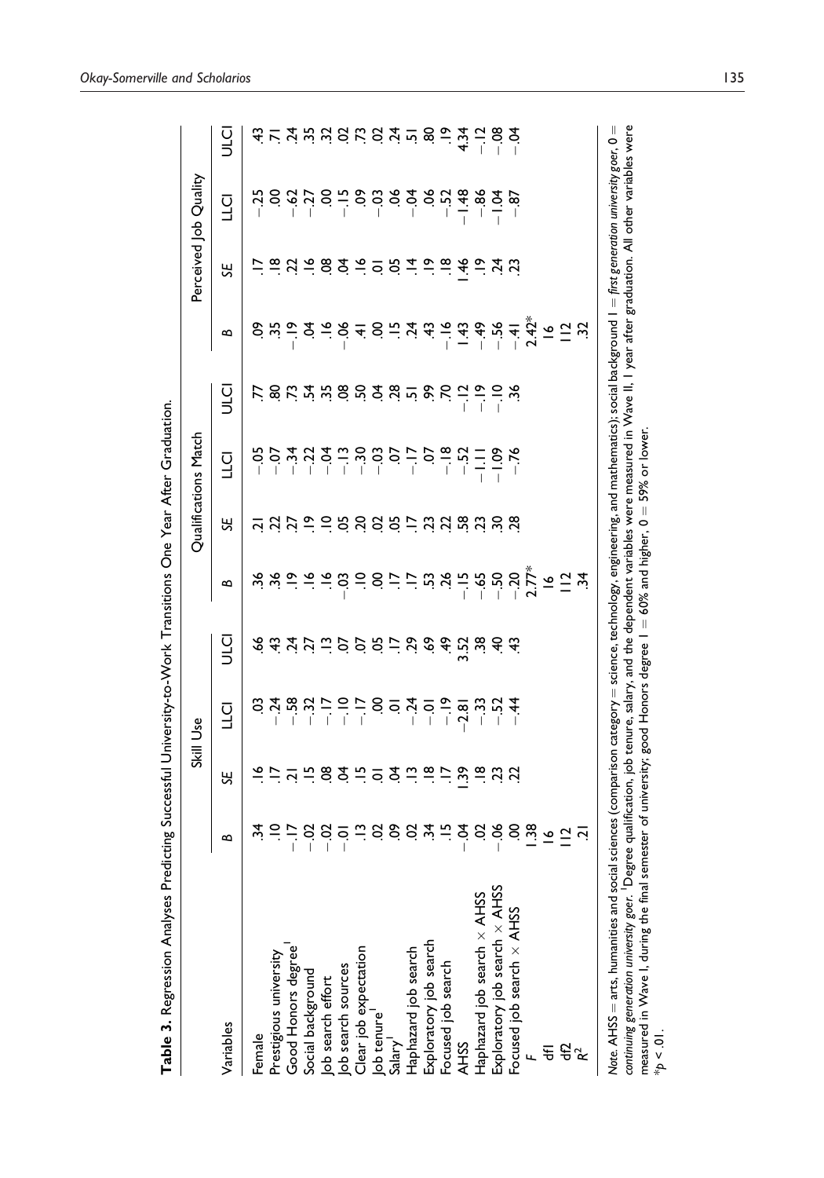**Table 3.** Regression Analyses Predicting Successful University-to-Work Transitions One Year After Graduation.

| Variables | Skill Use | | | | Qualifications Match | | | | Perceived Job Quality | | | |
|---|---|---|---|---|---|---|---|---|---|---|---|---|
| | *B* | *SE* | LLCI | ULCI | *B* | *SE* | LLCI | ULCI | *B* | *SE* | LLCI | ULCI |
| Female | .34 | .16 | .03 | .66 | .36 | .21 | −.05 | .77 | .09 | .17 | −.25 | .43 |
| Prestigious university | .10 | .17 | −.24 | .43 | .36 | .22 | −.07 | .80 | .35 | .18 | .00 | .71 |
| Good Honors degree[1] | −.17 | .21 | −.58 | .24 | .19 | .27 | −.34 | .73 | −.19 | .22 | −.62 | .24 |
| Social background | −.02 | .15 | −.32 | .27 | .16 | .19 | −.22 | .54 | .04 | .16 | −.27 | .35 |
| Job search effort | −.02 | .08 | −.17 | .13 | .16 | .10 | −.04 | .35 | .16 | .08 | .00 | .32 |
| Job search sources | −.01 | .04 | −.10 | .07 | −.03 | .05 | −.13 | .08 | −.06 | .04 | −.15 | .02 |
| Clear job expectation | .13 | .15 | −.17 | .07 | .10 | .20 | −.30 | .50 | .41 | .16 | .09 | .73 |
| Job tenure[1] | .02 | .01 | .00 | .05 | .00 | .02 | −.03 | .04 | .00 | .01 | −.03 | .02 |
| Salary[1] | .09 | .04 | .01 | .17 | .17 | .05 | .07 | .28 | .15 | .05 | .06 | .24 |
| Haphazard job search | .02 | .13 | −.24 | .29 | .17 | .17 | −.17 | .51 | .24 | .14 | −.04 | .51 |
| Exploratory job search | .34 | .18 | −.01 | .69 | .53 | .23 | .07 | .99 | .43 | .19 | .06 | .80 |
| Focused job search | .15 | .17 | −.19 | .49 | .26 | .22 | −.18 | .70 | −.16 | .18 | −.52 | .19 |
| AHSS | −.04 | 1.39 | −2.81 | 3.52 | −.15 | .58 | −.52 | −.12 | 1.43 | 1.46 | −1.48 | 4.34 |
| Haphazard job search × AHSS | .02 | .18 | −.33 | .38 | −.65 | .23 | −1.11 | −.19 | −.49 | .19 | −.86 | −.12 |
| Exploratory job search × AHSS | −.06 | .23 | −.52 | .40 | −.50 | .30 | −1.09 | −.10 | −.56 | .24 | −1.04 | −.08 |
| Focused job search × AHSS | .00 | .22 | −.44 | .43 | −.20 | .28 | −.76 | .36 | −.41 | .23 | −.87 | −.04 |
| $F$ | 1.38 | | | | 2.77* | | | | 2.42* | | | |
| df1 | 16 | | | | 16 | | | | 16 | | | |
| df2 | 112 | | | | 112 | | | | 112 | | | |
| $R^2$ | .21 | | | | .34 | | | | .32 | | | |

*Note.* AHSS = arts, humanities and social sciences (comparison category = science, technology, engineering, and mathematics); social background 1 = *first generation university goer*, 0 = *continuing generation university goer*. [1]Degree qualification, job tenure, salary, and the dependent variables were measured in Wave II, 1 year after graduation. All other variables were measured in Wave I, during the final semester of university; good Honors degree 1 = 60% and higher, 0 = 59% or lower.
*$p < .01$.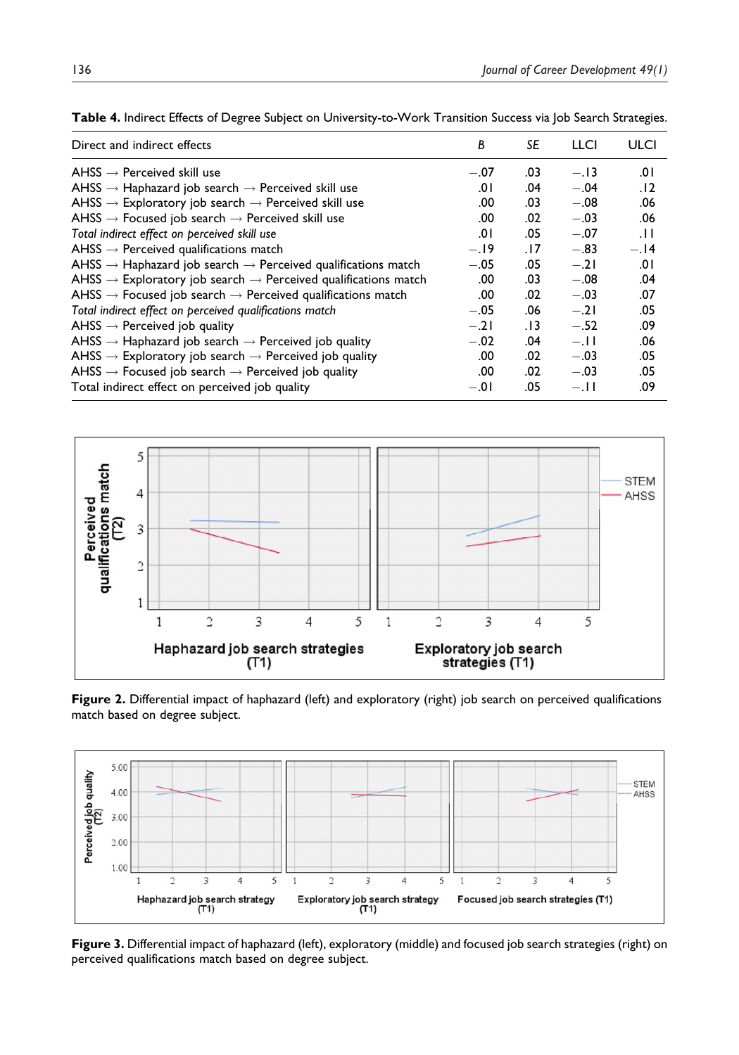**Table 4.** Indirect Effects of Degree Subject on University-to-Work Transition Success via Job Search Strategies.

| Direct and indirect effects | *B* | *SE* | LLCI | ULCI |
|---|---|---|---|---|
| AHSS → Perceived skill use | −.07 | .03 | −.13 | .01 |
| AHSS → Haphazard job search → Perceived skill use | .01 | .04 | −.04 | .12 |
| AHSS → Exploratory job search → Perceived skill use | .00 | .03 | −.08 | .06 |
| AHSS → Focused job search → Perceived skill use | .00 | .02 | −.03 | .06 |
| *Total indirect effect on perceived skill use* | .01 | .05 | −.07 | .11 |
| AHSS → Perceived qualifications match | −.19 | .17 | −.83 | −.14 |
| AHSS → Haphazard job search → Perceived qualifications match | −.05 | .05 | −.21 | .01 |
| AHSS → Exploratory job search → Perceived qualifications match | .00 | .03 | −.08 | .04 |
| AHSS → Focused job search → Perceived qualifications match | .00 | .02 | −.03 | .07 |
| *Total indirect effect on perceived qualifications match* | −.05 | .06 | −.21 | .05 |
| AHSS → Perceived job quality | −.21 | .13 | −.52 | .09 |
| AHSS → Haphazard job search → Perceived job quality | −.02 | .04 | −.11 | .06 |
| AHSS → Exploratory job search → Perceived job quality | .00 | .02 | −.03 | .05 |
| AHSS → Focused job search → Perceived job quality | .00 | .02 | −.03 | .05 |
| Total indirect effect on perceived job quality | −.01 | .05 | −.11 | .09 |

**Figure 2.** Differential impact of haphazard (left) and exploratory (right) job search on perceived qualifications match based on degree subject.

**Figure 3.** Differential impact of haphazard (left), exploratory (middle) and focused job search strategies (right) on perceived qualifications match based on degree subject.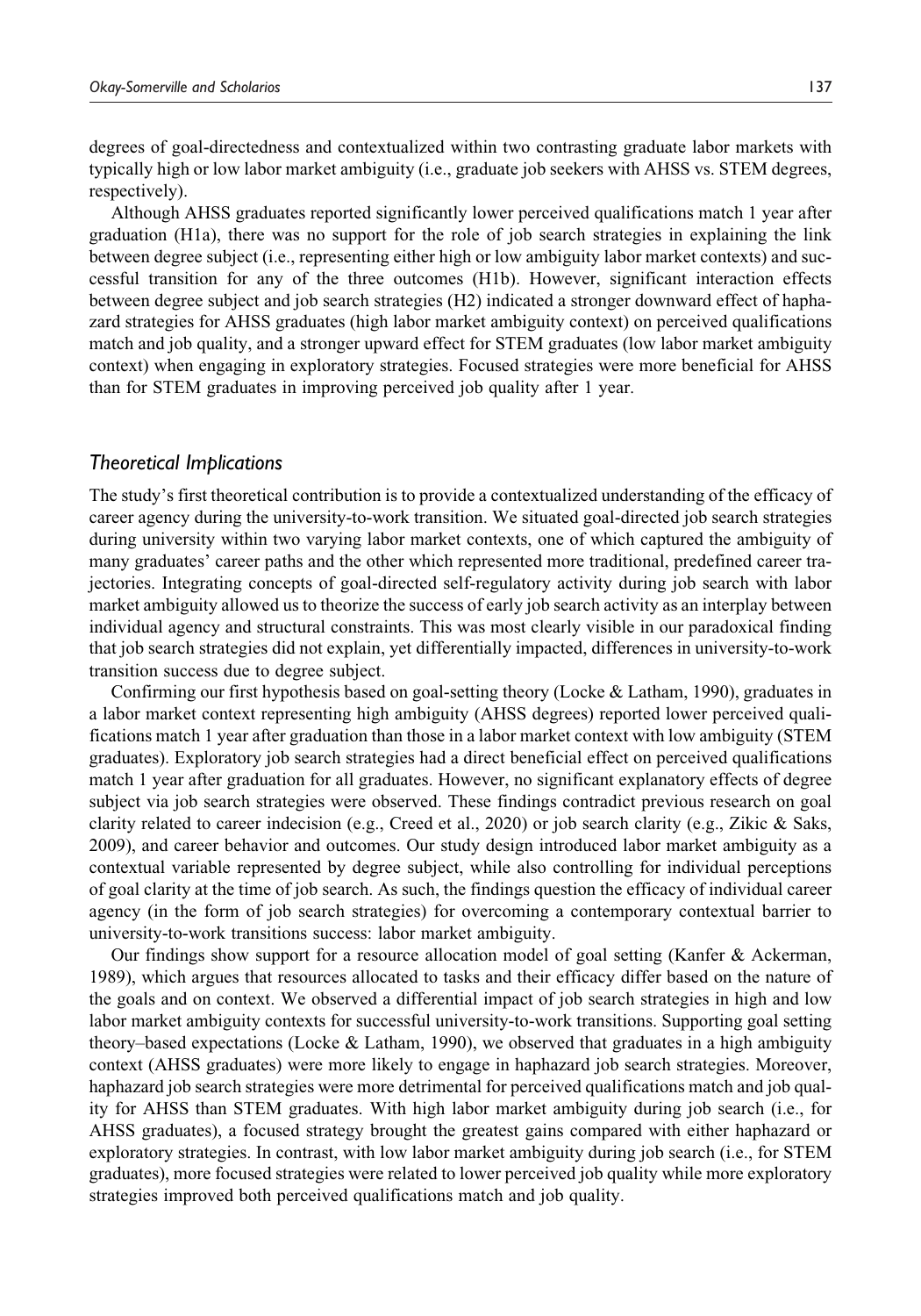degrees of goal-directedness and contextualized within two contrasting graduate labor markets with typically high or low labor market ambiguity (i.e., graduate job seekers with AHSS vs. STEM degrees, respectively).

Although AHSS graduates reported significantly lower perceived qualifications match 1 year after graduation (H1a), there was no support for the role of job search strategies in explaining the link between degree subject (i.e., representing either high or low ambiguity labor market contexts) and successful transition for any of the three outcomes (H1b). However, significant interaction effects between degree subject and job search strategies (H2) indicated a stronger downward effect of haphazard strategies for AHSS graduates (high labor market ambiguity context) on perceived qualifications match and job quality, and a stronger upward effect for STEM graduates (low labor market ambiguity context) when engaging in exploratory strategies. Focused strategies were more beneficial for AHSS than for STEM graduates in improving perceived job quality after 1 year.

### *Theoretical Implications*

The study's first theoretical contribution is to provide a contextualized understanding of the efficacy of career agency during the university-to-work transition. We situated goal-directed job search strategies during university within two varying labor market contexts, one of which captured the ambiguity of many graduates' career paths and the other which represented more traditional, predefined career trajectories. Integrating concepts of goal-directed self-regulatory activity during job search with labor market ambiguity allowed us to theorize the success of early job search activity as an interplay between individual agency and structural constraints. This was most clearly visible in our paradoxical finding that job search strategies did not explain, yet differentially impacted, differences in university-to-work transition success due to degree subject.

Confirming our first hypothesis based on goal-setting theory (Locke & Latham, 1990), graduates in a labor market context representing high ambiguity (AHSS degrees) reported lower perceived qualifications match 1 year after graduation than those in a labor market context with low ambiguity (STEM graduates). Exploratory job search strategies had a direct beneficial effect on perceived qualifications match 1 year after graduation for all graduates. However, no significant explanatory effects of degree subject via job search strategies were observed. These findings contradict previous research on goal clarity related to career indecision (e.g., Creed et al., 2020) or job search clarity (e.g., Zikic & Saks, 2009), and career behavior and outcomes. Our study design introduced labor market ambiguity as a contextual variable represented by degree subject, while also controlling for individual perceptions of goal clarity at the time of job search. As such, the findings question the efficacy of individual career agency (in the form of job search strategies) for overcoming a contemporary contextual barrier to university-to-work transitions success: labor market ambiguity.

Our findings show support for a resource allocation model of goal setting (Kanfer & Ackerman, 1989), which argues that resources allocated to tasks and their efficacy differ based on the nature of the goals and on context. We observed a differential impact of job search strategies in high and low labor market ambiguity contexts for successful university-to-work transitions. Supporting goal setting theory–based expectations (Locke & Latham, 1990), we observed that graduates in a high ambiguity context (AHSS graduates) were more likely to engage in haphazard job search strategies. Moreover, haphazard job search strategies were more detrimental for perceived qualifications match and job quality for AHSS than STEM graduates. With high labor market ambiguity during job search (i.e., for AHSS graduates), a focused strategy brought the greatest gains compared with either haphazard or exploratory strategies. In contrast, with low labor market ambiguity during job search (i.e., for STEM graduates), more focused strategies were related to lower perceived job quality while more exploratory strategies improved both perceived qualifications match and job quality.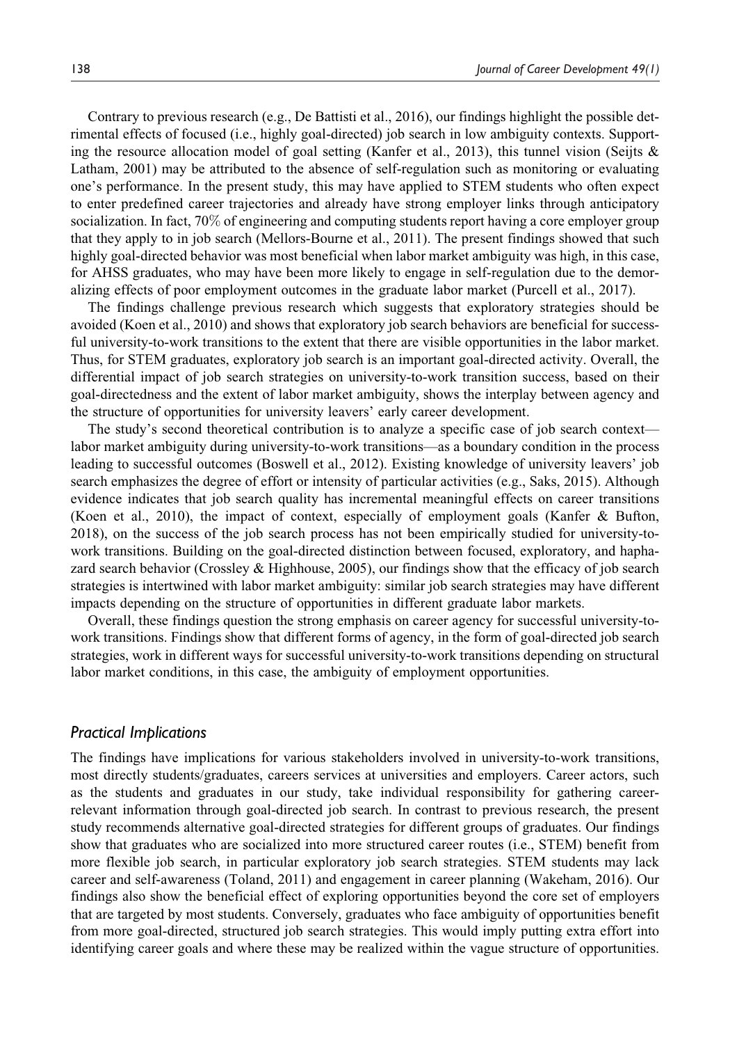Contrary to previous research (e.g., De Battisti et al., 2016), our findings highlight the possible detrimental effects of focused (i.e., highly goal-directed) job search in low ambiguity contexts. Supporting the resource allocation model of goal setting (Kanfer et al., 2013), this tunnel vision (Seijts & Latham, 2001) may be attributed to the absence of self-regulation such as monitoring or evaluating one's performance. In the present study, this may have applied to STEM students who often expect to enter predefined career trajectories and already have strong employer links through anticipatory socialization. In fact, 70% of engineering and computing students report having a core employer group that they apply to in job search (Mellors-Bourne et al., 2011). The present findings showed that such highly goal-directed behavior was most beneficial when labor market ambiguity was high, in this case, for AHSS graduates, who may have been more likely to engage in self-regulation due to the demoralizing effects of poor employment outcomes in the graduate labor market (Purcell et al., 2017).

The findings challenge previous research which suggests that exploratory strategies should be avoided (Koen et al., 2010) and shows that exploratory job search behaviors are beneficial for successful university-to-work transitions to the extent that there are visible opportunities in the labor market. Thus, for STEM graduates, exploratory job search is an important goal-directed activity. Overall, the differential impact of job search strategies on university-to-work transition success, based on their goal-directedness and the extent of labor market ambiguity, shows the interplay between agency and the structure of opportunities for university leavers' early career development.

The study's second theoretical contribution is to analyze a specific case of job search context—labor market ambiguity during university-to-work transitions—as a boundary condition in the process leading to successful outcomes (Boswell et al., 2012). Existing knowledge of university leavers' job search emphasizes the degree of effort or intensity of particular activities (e.g., Saks, 2015). Although evidence indicates that job search quality has incremental meaningful effects on career transitions (Koen et al., 2010), the impact of context, especially of employment goals (Kanfer & Bufton, 2018), on the success of the job search process has not been empirically studied for university-to-work transitions. Building on the goal-directed distinction between focused, exploratory, and haphazard search behavior (Crossley & Highhouse, 2005), our findings show that the efficacy of job search strategies is intertwined with labor market ambiguity: similar job search strategies may have different impacts depending on the structure of opportunities in different graduate labor markets.

Overall, these findings question the strong emphasis on career agency for successful university-to-work transitions. Findings show that different forms of agency, in the form of goal-directed job search strategies, work in different ways for successful university-to-work transitions depending on structural labor market conditions, in this case, the ambiguity of employment opportunities.

### *Practical Implications*

The findings have implications for various stakeholders involved in university-to-work transitions, most directly students/graduates, careers services at universities and employers. Career actors, such as the students and graduates in our study, take individual responsibility for gathering career-relevant information through goal-directed job search. In contrast to previous research, the present study recommends alternative goal-directed strategies for different groups of graduates. Our findings show that graduates who are socialized into more structured career routes (i.e., STEM) benefit from more flexible job search, in particular exploratory job search strategies. STEM students may lack career and self-awareness (Toland, 2011) and engagement in career planning (Wakeham, 2016). Our findings also show the beneficial effect of exploring opportunities beyond the core set of employers that are targeted by most students. Conversely, graduates who face ambiguity of opportunities benefit from more goal-directed, structured job search strategies. This would imply putting extra effort into identifying career goals and where these may be realized within the vague structure of opportunities.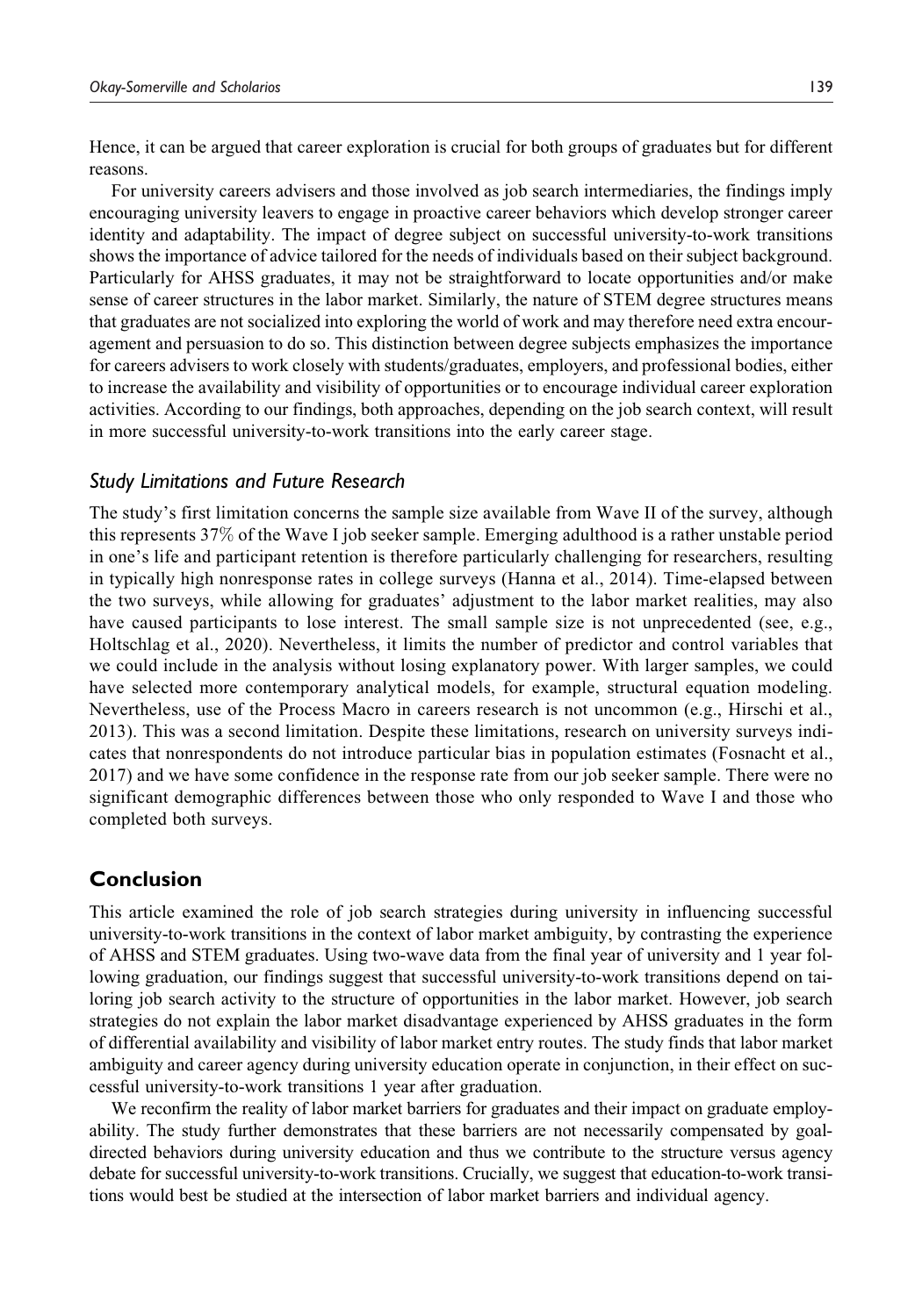Hence, it can be argued that career exploration is crucial for both groups of graduates but for different reasons.

For university careers advisers and those involved as job search intermediaries, the findings imply encouraging university leavers to engage in proactive career behaviors which develop stronger career identity and adaptability. The impact of degree subject on successful university-to-work transitions shows the importance of advice tailored for the needs of individuals based on their subject background. Particularly for AHSS graduates, it may not be straightforward to locate opportunities and/or make sense of career structures in the labor market. Similarly, the nature of STEM degree structures means that graduates are not socialized into exploring the world of work and may therefore need extra encouragement and persuasion to do so. This distinction between degree subjects emphasizes the importance for careers advisers to work closely with students/graduates, employers, and professional bodies, either to increase the availability and visibility of opportunities or to encourage individual career exploration activities. According to our findings, both approaches, depending on the job search context, will result in more successful university-to-work transitions into the early career stage.

### *Study Limitations and Future Research*

The study's first limitation concerns the sample size available from Wave II of the survey, although this represents 37% of the Wave I job seeker sample. Emerging adulthood is a rather unstable period in one's life and participant retention is therefore particularly challenging for researchers, resulting in typically high nonresponse rates in college surveys (Hanna et al., 2014). Time-elapsed between the two surveys, while allowing for graduates' adjustment to the labor market realities, may also have caused participants to lose interest. The small sample size is not unprecedented (see, e.g., Holtschlag et al., 2020). Nevertheless, it limits the number of predictor and control variables that we could include in the analysis without losing explanatory power. With larger samples, we could have selected more contemporary analytical models, for example, structural equation modeling. Nevertheless, use of the Process Macro in careers research is not uncommon (e.g., Hirschi et al., 2013). This was a second limitation. Despite these limitations, research on university surveys indicates that nonrespondents do not introduce particular bias in population estimates (Fosnacht et al., 2017) and we have some confidence in the response rate from our job seeker sample. There were no significant demographic differences between those who only responded to Wave I and those who completed both surveys.

## Conclusion

This article examined the role of job search strategies during university in influencing successful university-to-work transitions in the context of labor market ambiguity, by contrasting the experience of AHSS and STEM graduates. Using two-wave data from the final year of university and 1 year following graduation, our findings suggest that successful university-to-work transitions depend on tailoring job search activity to the structure of opportunities in the labor market. However, job search strategies do not explain the labor market disadvantage experienced by AHSS graduates in the form of differential availability and visibility of labor market entry routes. The study finds that labor market ambiguity and career agency during university education operate in conjunction, in their effect on successful university-to-work transitions 1 year after graduation.

We reconfirm the reality of labor market barriers for graduates and their impact on graduate employability. The study further demonstrates that these barriers are not necessarily compensated by goal-directed behaviors during university education and thus we contribute to the structure versus agency debate for successful university-to-work transitions. Crucially, we suggest that education-to-work transitions would best be studied at the intersection of labor market barriers and individual agency.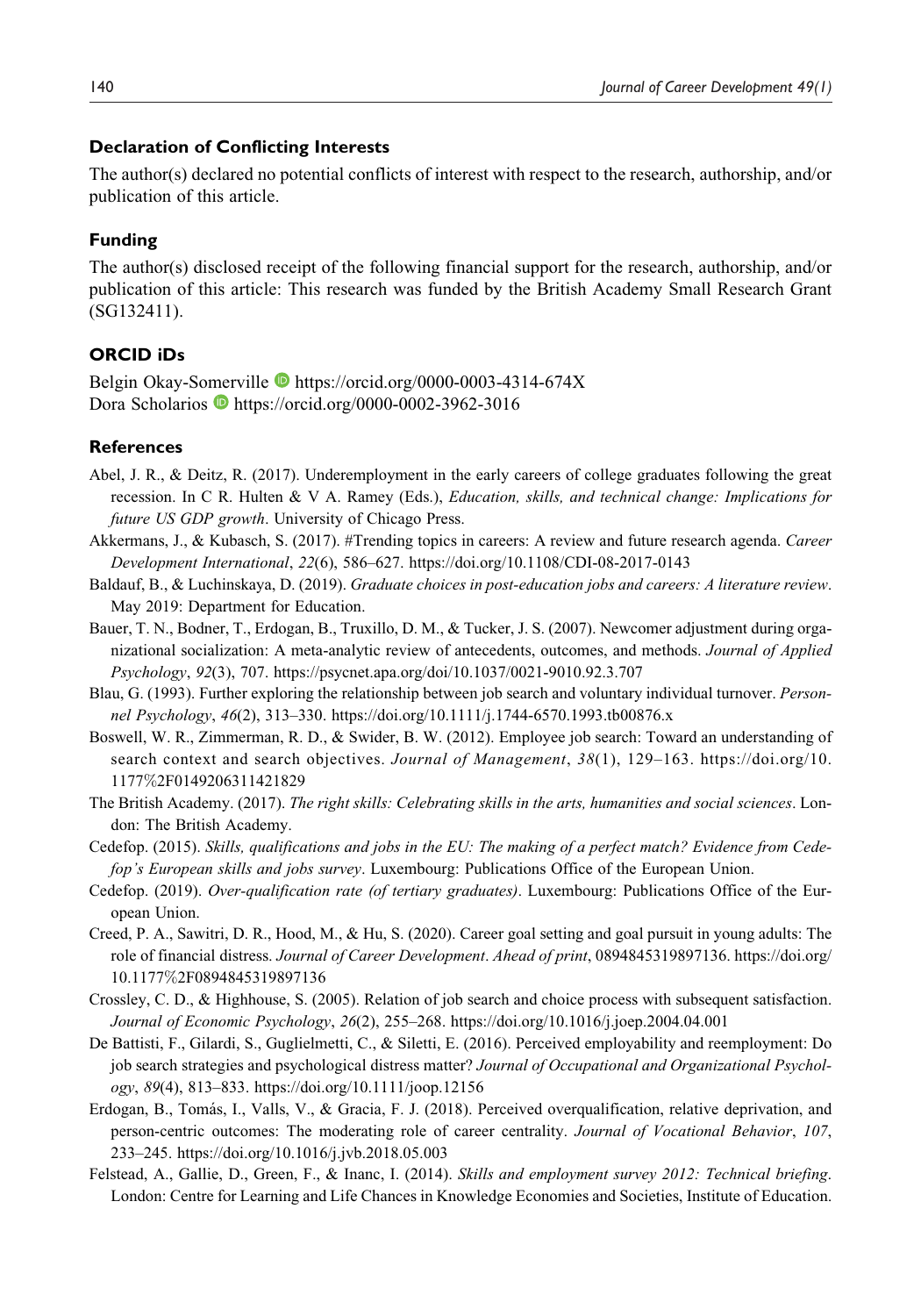### Declaration of Conflicting Interests

The author(s) declared no potential conflicts of interest with respect to the research, authorship, and/or publication of this article.

### Funding

The author(s) disclosed receipt of the following financial support for the research, authorship, and/or publication of this article: This research was funded by the British Academy Small Research Grant (SG132411).

### ORCID iDs

Belgin Okay-Somerville https://orcid.org/0000-0003-4314-674X
Dora Scholarios https://orcid.org/0000-0002-3962-3016

### References

Abel, J. R., & Deitz, R. (2017). Underemployment in the early careers of college graduates following the great recession. In C R. Hulten & V A. Ramey (Eds.), *Education, skills, and technical change: Implications for future US GDP growth*. University of Chicago Press.

Akkermans, J., & Kubasch, S. (2017). #Trending topics in careers: A review and future research agenda. *Career Development International*, *22*(6), 586–627. https://doi.org/10.1108/CDI-08-2017-0143

Baldauf, B., & Luchinskaya, D. (2019). *Graduate choices in post-education jobs and careers: A literature review*. May 2019: Department for Education.

Bauer, T. N., Bodner, T., Erdogan, B., Truxillo, D. M., & Tucker, J. S. (2007). Newcomer adjustment during organizational socialization: A meta-analytic review of antecedents, outcomes, and methods. *Journal of Applied Psychology*, *92*(3), 707. https://psycnet.apa.org/doi/10.1037/0021-9010.92.3.707

Blau, G. (1993). Further exploring the relationship between job search and voluntary individual turnover. *Personnel Psychology*, *46*(2), 313–330. https://doi.org/10.1111/j.1744-6570.1993.tb00876.x

Boswell, W. R., Zimmerman, R. D., & Swider, B. W. (2012). Employee job search: Toward an understanding of search context and search objectives. *Journal of Management*, *38*(1), 129–163. https://doi.org/10.1177%2F0149206311421829

The British Academy. (2017). *The right skills: Celebrating skills in the arts, humanities and social sciences*. London: The British Academy.

Cedefop. (2015). *Skills, qualifications and jobs in the EU: The making of a perfect match? Evidence from Cedefop's European skills and jobs survey*. Luxembourg: Publications Office of the European Union.

Cedefop. (2019). *Over-qualification rate (of tertiary graduates)*. Luxembourg: Publications Office of the European Union.

Creed, P. A., Sawitri, D. R., Hood, M., & Hu, S. (2020). Career goal setting and goal pursuit in young adults: The role of financial distress. *Journal of Career Development*. *Ahead of print*, 0894845319897136. https://doi.org/10.1177%2F0894845319897136

Crossley, C. D., & Highhouse, S. (2005). Relation of job search and choice process with subsequent satisfaction. *Journal of Economic Psychology*, *26*(2), 255–268. https://doi.org/10.1016/j.joep.2004.04.001

De Battisti, F., Gilardi, S., Guglielmetti, C., & Siletti, E. (2016). Perceived employability and reemployment: Do job search strategies and psychological distress matter? *Journal of Occupational and Organizational Psychology*, *89*(4), 813–833. https://doi.org/10.1111/joop.12156

Erdogan, B., Tomás, I., Valls, V., & Gracia, F. J. (2018). Perceived overqualification, relative deprivation, and person-centric outcomes: The moderating role of career centrality. *Journal of Vocational Behavior*, *107*, 233–245. https://doi.org/10.1016/j.jvb.2018.05.003

Felstead, A., Gallie, D., Green, F., & Inanc, I. (2014). *Skills and employment survey 2012: Technical briefing*. London: Centre for Learning and Life Chances in Knowledge Economies and Societies, Institute of Education.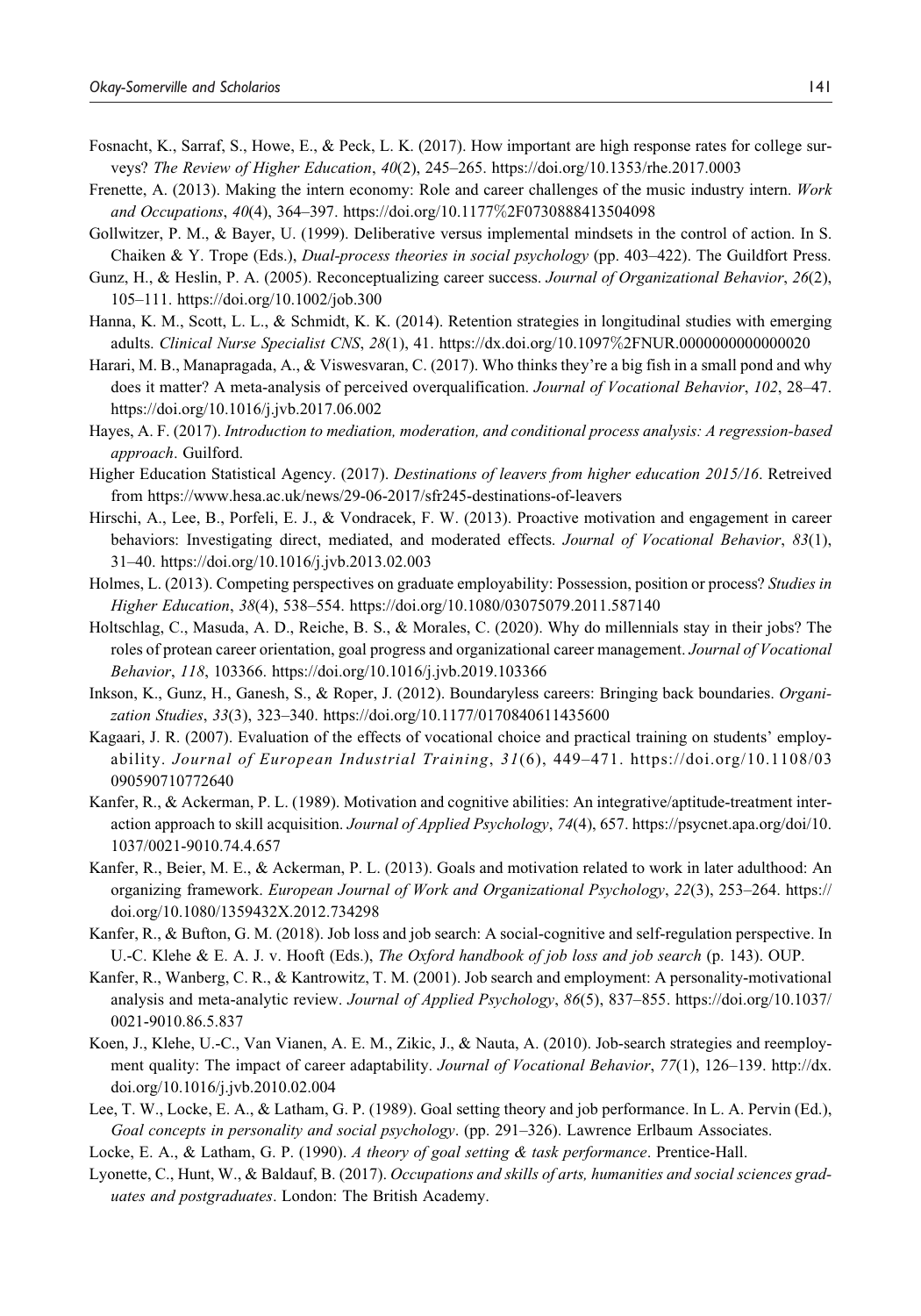Fosnacht, K., Sarraf, S., Howe, E., & Peck, L. K. (2017). How important are high response rates for college surveys? *The Review of Higher Education*, *40*(2), 245–265. https://doi.org/10.1353/rhe.2017.0003

Frenette, A. (2013). Making the intern economy: Role and career challenges of the music industry intern. *Work and Occupations*, *40*(4), 364–397. https://doi.org/10.1177%2F0730888413504098

Gollwitzer, P. M., & Bayer, U. (1999). Deliberative versus implemental mindsets in the control of action. In S. Chaiken & Y. Trope (Eds.), *Dual-process theories in social psychology* (pp. 403–422). The Guildfort Press.

Gunz, H., & Heslin, P. A. (2005). Reconceptualizing career success. *Journal of Organizational Behavior*, *26*(2), 105–111. https://doi.org/10.1002/job.300

Hanna, K. M., Scott, L. L., & Schmidt, K. K. (2014). Retention strategies in longitudinal studies with emerging adults. *Clinical Nurse Specialist CNS*, *28*(1), 41. https://dx.doi.org/10.1097%2FNUR.0000000000000020

Harari, M. B., Manapragada, A., & Viswesvaran, C. (2017). Who thinks they're a big fish in a small pond and why does it matter? A meta-analysis of perceived overqualification. *Journal of Vocational Behavior*, *102*, 28–47. https://doi.org/10.1016/j.jvb.2017.06.002

Hayes, A. F. (2017). *Introduction to mediation, moderation, and conditional process analysis: A regression-based approach*. Guilford.

Higher Education Statistical Agency. (2017). *Destinations of leavers from higher education 2015/16*. Retreived from https://www.hesa.ac.uk/news/29-06-2017/sfr245-destinations-of-leavers

Hirschi, A., Lee, B., Porfeli, E. J., & Vondracek, F. W. (2013). Proactive motivation and engagement in career behaviors: Investigating direct, mediated, and moderated effects. *Journal of Vocational Behavior*, *83*(1), 31–40. https://doi.org/10.1016/j.jvb.2013.02.003

Holmes, L. (2013). Competing perspectives on graduate employability: Possession, position or process? *Studies in Higher Education*, *38*(4), 538–554. https://doi.org/10.1080/03075079.2011.587140

Holtschlag, C., Masuda, A. D., Reiche, B. S., & Morales, C. (2020). Why do millennials stay in their jobs? The roles of protean career orientation, goal progress and organizational career management. *Journal of Vocational Behavior*, *118*, 103366. https://doi.org/10.1016/j.jvb.2019.103366

Inkson, K., Gunz, H., Ganesh, S., & Roper, J. (2012). Boundaryless careers: Bringing back boundaries. *Organization Studies*, *33*(3), 323–340. https://doi.org/10.1177/0170840611435600

Kagaari, J. R. (2007). Evaluation of the effects of vocational choice and practical training on students' employability. *Journal of European Industrial Training*, *31*(6), 449–471. https://doi.org/10.1108/03090590710772640

Kanfer, R., & Ackerman, P. L. (1989). Motivation and cognitive abilities: An integrative/aptitude-treatment interaction approach to skill acquisition. *Journal of Applied Psychology*, *74*(4), 657. https://psycnet.apa.org/doi/10.1037/0021-9010.74.4.657

Kanfer, R., Beier, M. E., & Ackerman, P. L. (2013). Goals and motivation related to work in later adulthood: An organizing framework. *European Journal of Work and Organizational Psychology*, *22*(3), 253–264. https://doi.org/10.1080/1359432X.2012.734298

Kanfer, R., & Bufton, G. M. (2018). Job loss and job search: A social-cognitive and self-regulation perspective. In U.-C. Klehe & E. A. J. v. Hooft (Eds.), *The Oxford handbook of job loss and job search* (p. 143). OUP.

Kanfer, R., Wanberg, C. R., & Kantrowitz, T. M. (2001). Job search and employment: A personality-motivational analysis and meta-analytic review. *Journal of Applied Psychology*, *86*(5), 837–855. https://doi.org/10.1037/0021-9010.86.5.837

Koen, J., Klehe, U.-C., Van Vianen, A. E. M., Zikic, J., & Nauta, A. (2010). Job-search strategies and reemployment quality: The impact of career adaptability. *Journal of Vocational Behavior*, *77*(1), 126–139. http://dx.doi.org/10.1016/j.jvb.2010.02.004

Lee, T. W., Locke, E. A., & Latham, G. P. (1989). Goal setting theory and job performance. In L. A. Pervin (Ed.), *Goal concepts in personality and social psychology*. (pp. 291–326). Lawrence Erlbaum Associates.

Locke, E. A., & Latham, G. P. (1990). *A theory of goal setting & task performance*. Prentice-Hall.

Lyonette, C., Hunt, W., & Baldauf, B. (2017). *Occupations and skills of arts, humanities and social sciences graduates and postgraduates*. London: The British Academy.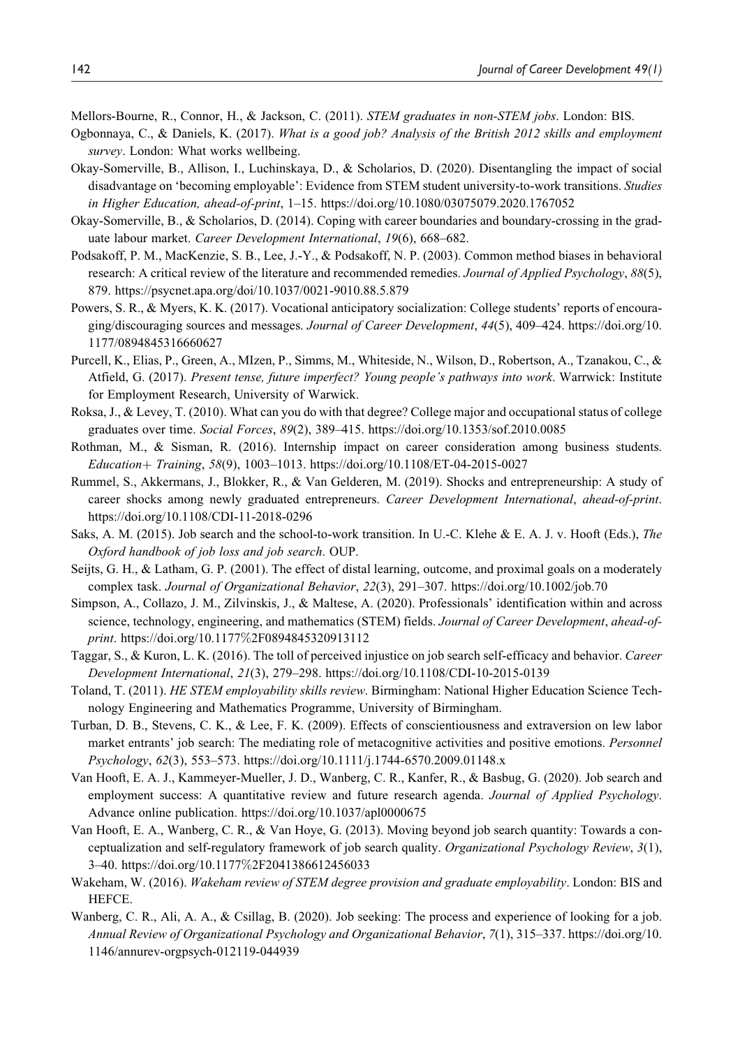Mellors-Bourne, R., Connor, H., & Jackson, C. (2011). *STEM graduates in non-STEM jobs*. London: BIS.

Ogbonnaya, C., & Daniels, K. (2017). *What is a good job? Analysis of the British 2012 skills and employment survey*. London: What works wellbeing.

Okay-Somerville, B., Allison, I., Luchinskaya, D., & Scholarios, D. (2020). Disentangling the impact of social disadvantage on 'becoming employable': Evidence from STEM student university-to-work transitions. *Studies in Higher Education, ahead-of-print*, 1–15. https://doi.org/10.1080/03075079.2020.1767052

Okay-Somerville, B., & Scholarios, D. (2014). Coping with career boundaries and boundary-crossing in the graduate labour market. *Career Development International*, *19*(6), 668–682.

Podsakoff, P. M., MacKenzie, S. B., Lee, J.-Y., & Podsakoff, N. P. (2003). Common method biases in behavioral research: A critical review of the literature and recommended remedies. *Journal of Applied Psychology*, *88*(5), 879. https://psycnet.apa.org/doi/10.1037/0021-9010.88.5.879

Powers, S. R., & Myers, K. K. (2017). Vocational anticipatory socialization: College students' reports of encouraging/discouraging sources and messages. *Journal of Career Development*, *44*(5), 409–424. https://doi.org/10.1177/0894845316660627

Purcell, K., Elias, P., Green, A., MIzen, P., Simms, M., Whiteside, N., Wilson, D., Robertson, A., Tzanakou, C., & Atfield, G. (2017). *Present tense, future imperfect? Young people's pathways into work*. Warrwick: Institute for Employment Research, University of Warwick.

Roksa, J., & Levey, T. (2010). What can you do with that degree? College major and occupational status of college graduates over time. *Social Forces*, *89*(2), 389–415. https://doi.org/10.1353/sof.2010.0085

Rothman, M., & Sisman, R. (2016). Internship impact on career consideration among business students. *Education+ Training*, *58*(9), 1003–1013. https://doi.org/10.1108/ET-04-2015-0027

Rummel, S., Akkermans, J., Blokker, R., & Van Gelderen, M. (2019). Shocks and entrepreneurship: A study of career shocks among newly graduated entrepreneurs. *Career Development International*, *ahead-of-print*. https://doi.org/10.1108/CDI-11-2018-0296

Saks, A. M. (2015). Job search and the school-to-work transition. In U.-C. Klehe & E. A. J. v. Hooft (Eds.), *The Oxford handbook of job loss and job search*. OUP.

Seijts, G. H., & Latham, G. P. (2001). The effect of distal learning, outcome, and proximal goals on a moderately complex task. *Journal of Organizational Behavior*, *22*(3), 291–307. https://doi.org/10.1002/job.70

Simpson, A., Collazo, J. M., Zilvinskis, J., & Maltese, A. (2020). Professionals' identification within and across science, technology, engineering, and mathematics (STEM) fields. *Journal of Career Development*, *ahead-of-print*. https://doi.org/10.1177%2F0894845320913112

Taggar, S., & Kuron, L. K. (2016). The toll of perceived injustice on job search self-efficacy and behavior. *Career Development International*, *21*(3), 279–298. https://doi.org/10.1108/CDI-10-2015-0139

Toland, T. (2011). *HE STEM employability skills review*. Birmingham: National Higher Education Science Technology Engineering and Mathematics Programme, University of Birmingham.

Turban, D. B., Stevens, C. K., & Lee, F. K. (2009). Effects of conscientiousness and extraversion on lew labor market entrants' job search: The mediating role of metacognitive activities and positive emotions. *Personnel Psychology*, *62*(3), 553–573. https://doi.org/10.1111/j.1744-6570.2009.01148.x

Van Hooft, E. A. J., Kammeyer-Mueller, J. D., Wanberg, C. R., Kanfer, R., & Basbug, G. (2020). Job search and employment success: A quantitative review and future research agenda. *Journal of Applied Psychology*. Advance online publication. https://doi.org/10.1037/apl0000675

Van Hooft, E. A., Wanberg, C. R., & Van Hoye, G. (2013). Moving beyond job search quantity: Towards a conceptualization and self-regulatory framework of job search quality. *Organizational Psychology Review*, *3*(1), 3–40. https://doi.org/10.1177%2F2041386612456033

Wakeham, W. (2016). *Wakeham review of STEM degree provision and graduate employability*. London: BIS and HEFCE.

Wanberg, C. R., Ali, A. A., & Csillag, B. (2020). Job seeking: The process and experience of looking for a job. *Annual Review of Organizational Psychology and Organizational Behavior*, *7*(1), 315–337. https://doi.org/10.1146/annurev-orgpsych-012119-044939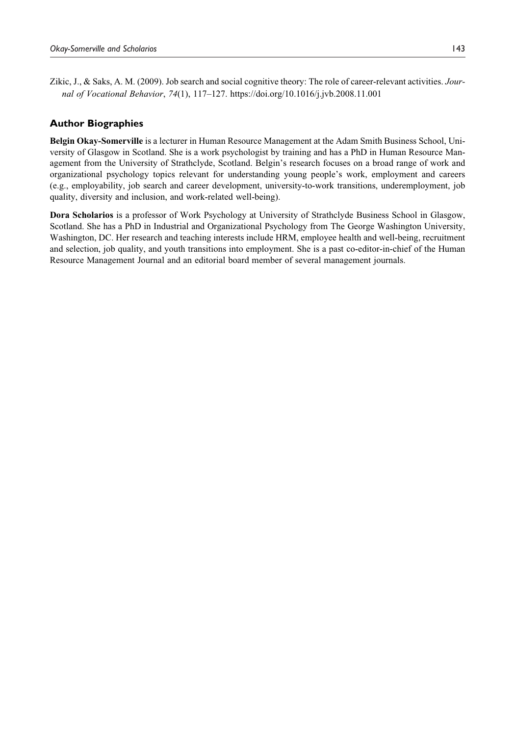Zikic, J., & Saks, A. M. (2009). Job search and social cognitive theory: The role of career-relevant activities. *Journal of Vocational Behavior*, *74*(1), 117–127. https://doi.org/10.1016/j.jvb.2008.11.001

## Author Biographies

**Belgin Okay-Somerville** is a lecturer in Human Resource Management at the Adam Smith Business School, University of Glasgow in Scotland. She is a work psychologist by training and has a PhD in Human Resource Management from the University of Strathclyde, Scotland. Belgin's research focuses on a broad range of work and organizational psychology topics relevant for understanding young people's work, employment and careers (e.g., employability, job search and career development, university-to-work transitions, underemployment, job quality, diversity and inclusion, and work-related well-being).

**Dora Scholarios** is a professor of Work Psychology at University of Strathclyde Business School in Glasgow, Scotland. She has a PhD in Industrial and Organizational Psychology from The George Washington University, Washington, DC. Her research and teaching interests include HRM, employee health and well-being, recruitment and selection, job quality, and youth transitions into employment. She is a past co-editor-in-chief of the Human Resource Management Journal and an editorial board member of several management journals.